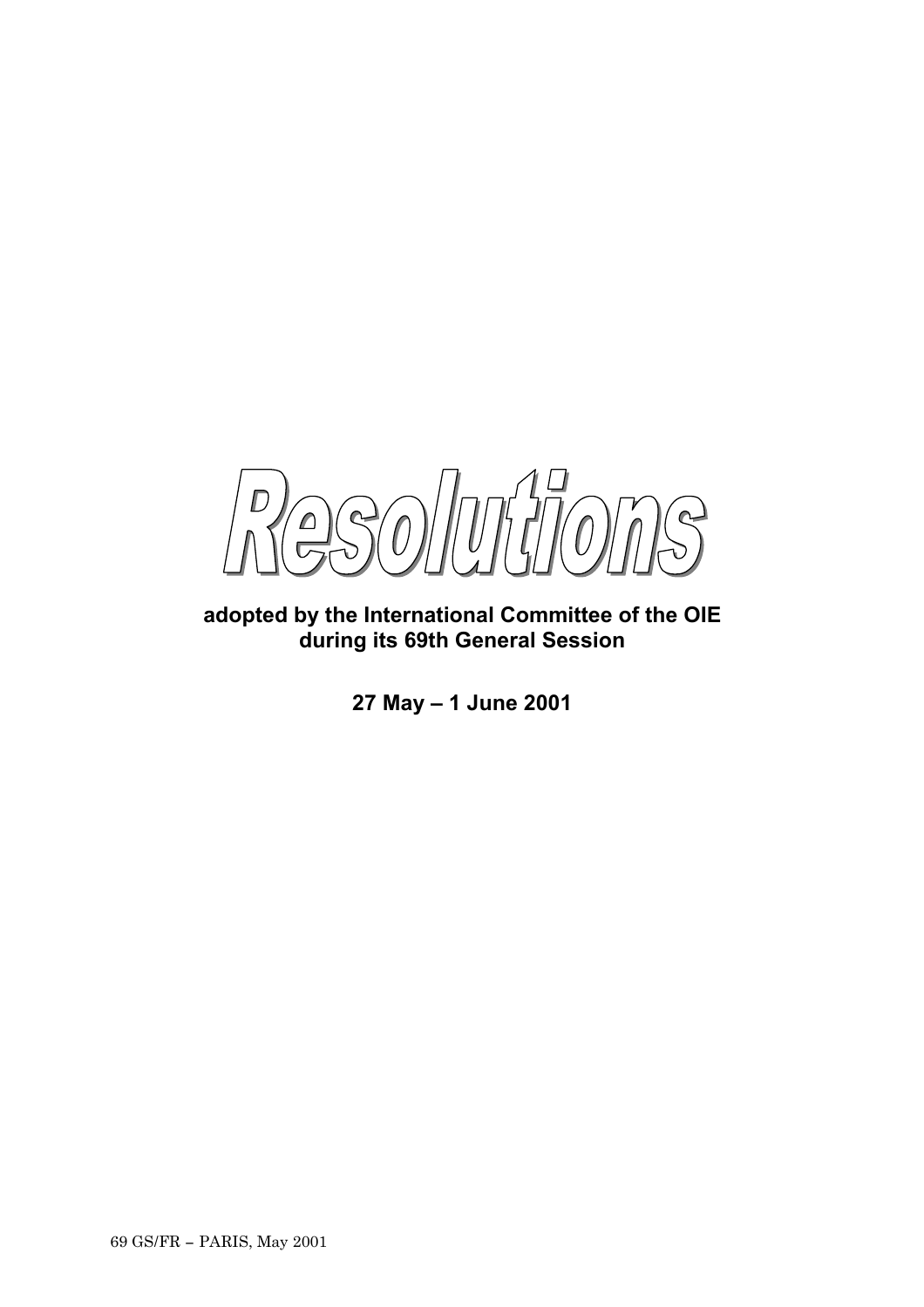# Resolutions

**adopted by the International Committee of the OIE during its 69th General Session**

**27 May – 1 June 2001**

69 GS/FR – PARIS, May 2001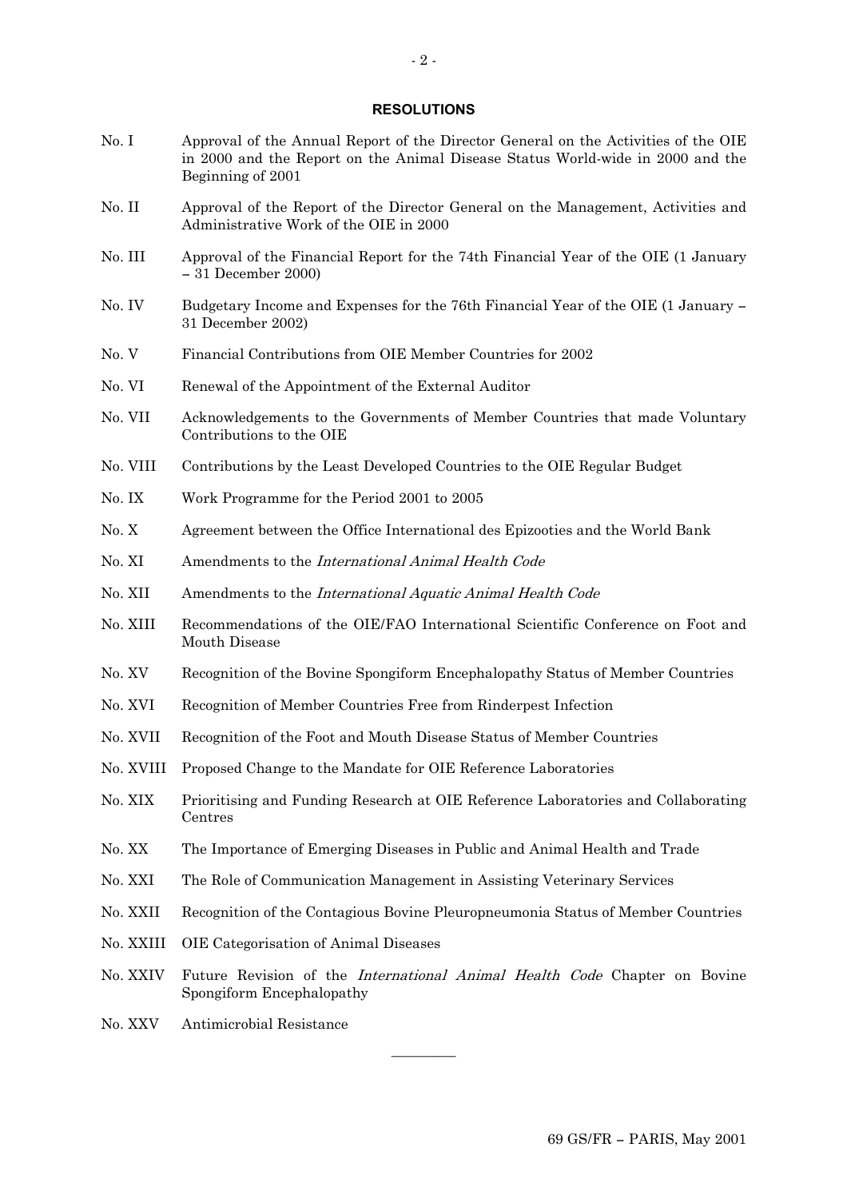**RESOLUTIONS**

No. I Approval of the Annual Report of the Director General on the Activities of the OIE in 2000 and the Report on the Animal Disease Status World-wide in 2000 and the Beginning of 2001

No. II Approval of the Report of the Director General on the Management, Activities and Administrative Work of the OIE in 2000

No. III Approval of the Financial Report for the 74th Financial Year of the OIE (1 January – 31 December 2000)

No. IV Budgetary Income and Expenses for the 76th Financial Year of the OIE (1 January – 31 December 2002)

No. V Financial Contributions from OIE Member Countries for 2002

No. VI Renewal of the Appointment of the External Auditor

No. VII Acknowledgements to the Governments of Member Countries that made Voluntary Contributions to the OIE

No. VIII Contributions by the Least Developed Countries to the OIE Regular Budget

No. IX Work Programme for the Period 2001 to 2005

No. X Agreement between the Office International des Epizooties and the World Bank

No. XI Amendments to the *International Animal Health Code*

No. XII Amendments to the *International Aquatic Animal Health Code*

No. XIII Recommendations of the OIE/FAO International Scientific Conference on Foot and Mouth Disease

No. XV Recognition of the Bovine Spongiform Encephalopathy Status of Member Countries

No. XVI Recognition of Member Countries Free from Rinderpest Infection

No. XVII Recognition of the Foot and Mouth Disease Status of Member Countries

No. XVIII Proposed Change to the Mandate for OIE Reference Laboratories

No. XIX Prioritising and Funding Research at OIE Reference Laboratories and Collaborating Centres

No. XX The Importance of Emerging Diseases in Public and Animal Health and Trade

No. XXI The Role of Communication Management in Assisting Veterinary Services

No. XXII Recognition of the Contagious Bovine Pleuropneumonia Status of Member Countries

No. XXIII OIE Categorisation of Animal Diseases

No. XXIV Future Revision of the *International Animal Health Code* Chapter on Bovine Spongiform Encephalopathy

No. XXV Antimicrobial Resistance

---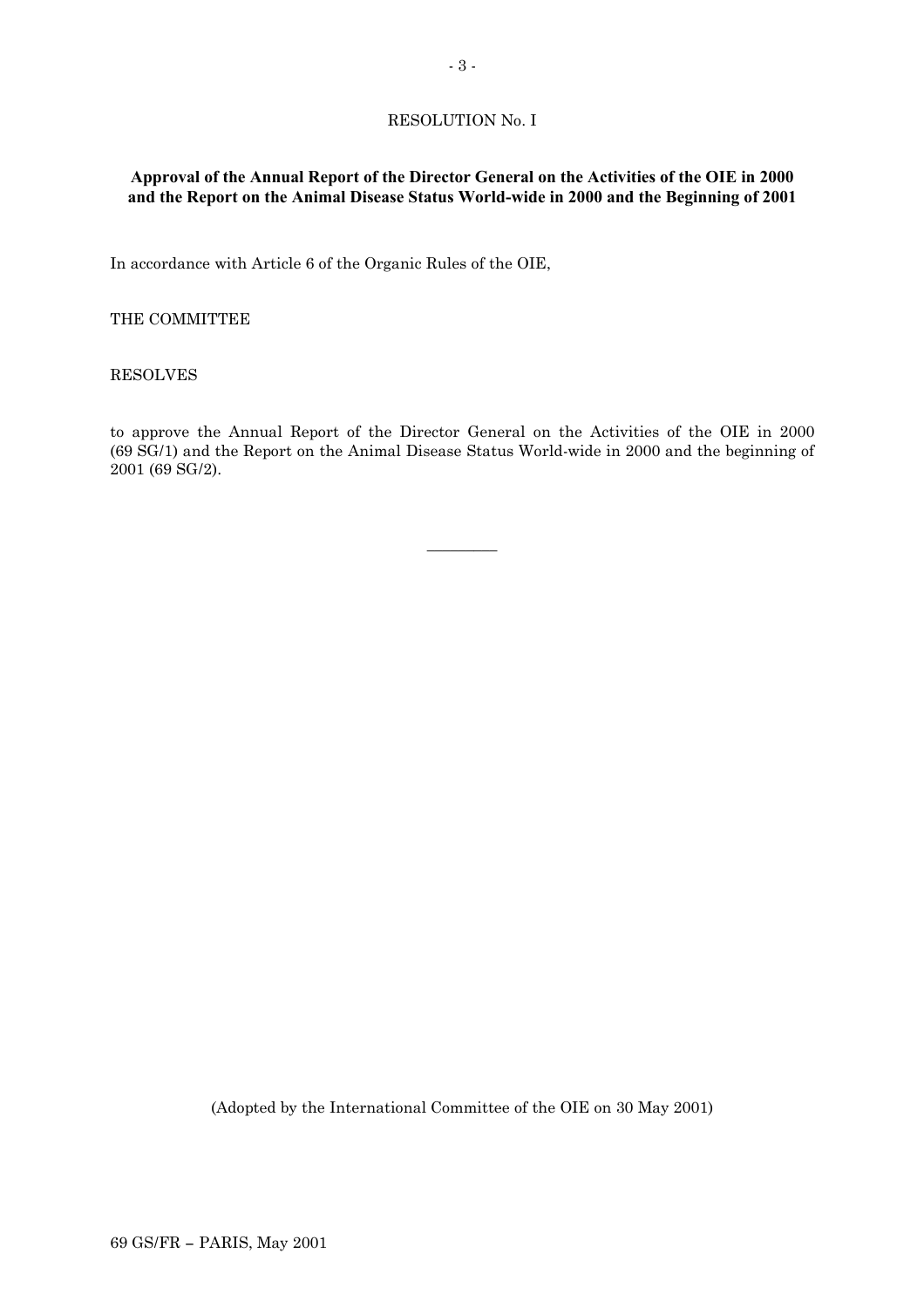RESOLUTION No. I

**Approval of the Annual Report of the Director General on the Activities of the OIE in 2000 and the Report on the Animal Disease Status World-wide in 2000 and the Beginning of 2001**

In accordance with Article 6 of the Organic Rules of the OIE,

THE COMMITTEE

RESOLVES

to approve the Annual Report of the Director General on the Activities of the OIE in 2000 (69 SG/1) and the Report on the Animal Disease Status World-wide in 2000 and the beginning of 2001 (69 SG/2).

---

(Adopted by the International Committee of the OIE on 30 May 2001)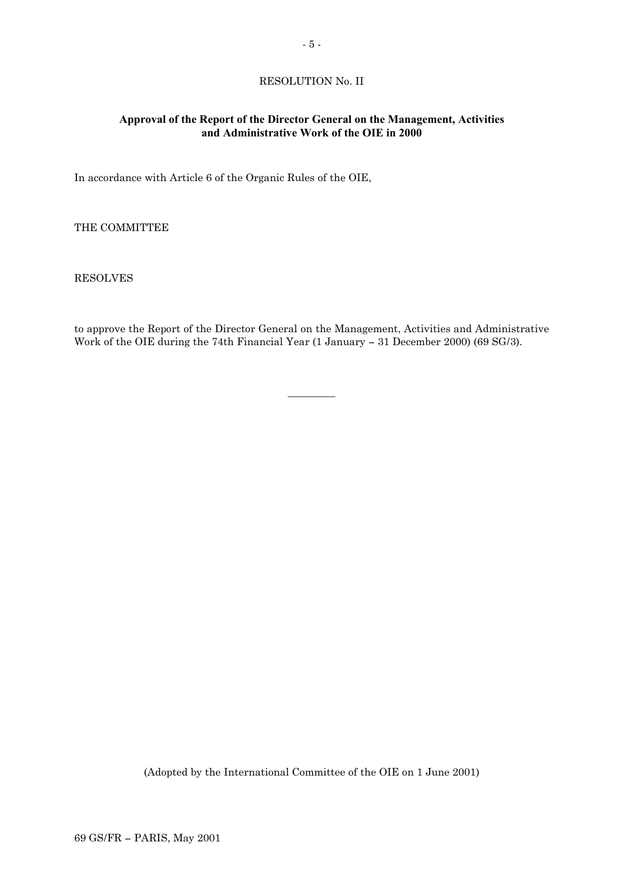RESOLUTION No. II

**Approval of the Report of the Director General on the Management, Activities and Administrative Work of the OIE in 2000**

In accordance with Article 6 of the Organic Rules of the OIE,

THE COMMITTEE

RESOLVES

to approve the Report of the Director General on the Management, Activities and Administrative Work of the OIE during the 74th Financial Year (1 January – 31 December 2000) (69 SG/3).

---

(Adopted by the International Committee of the OIE on 1 June 2001)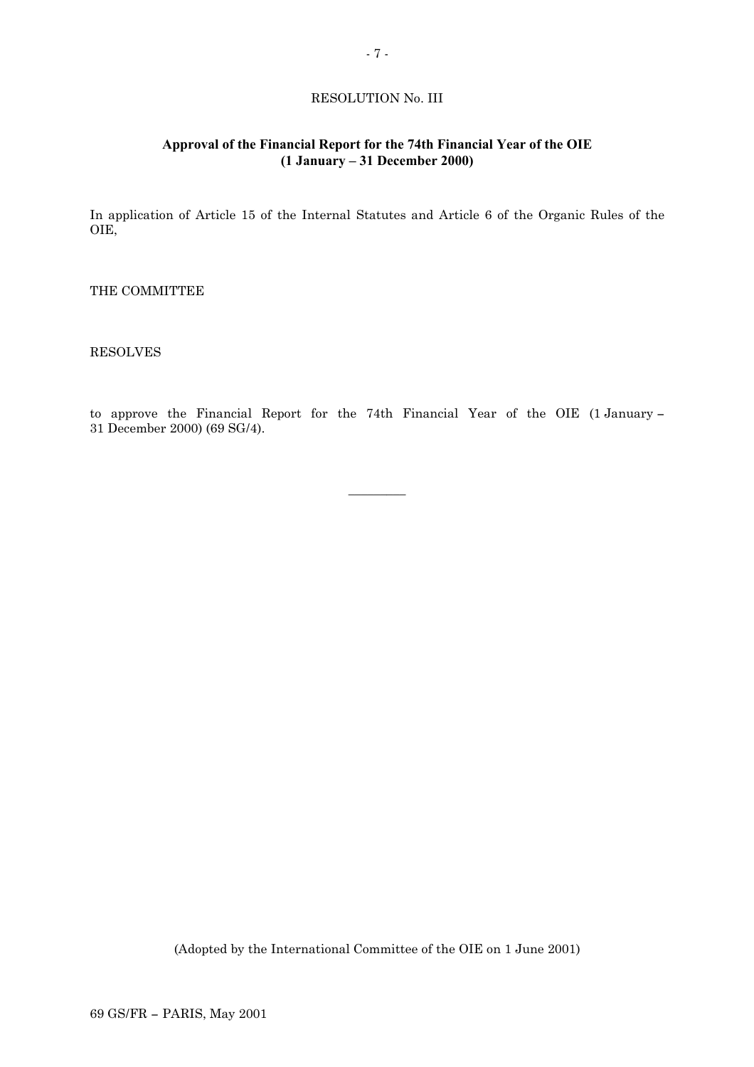RESOLUTION No. III

**Approval of the Financial Report for the 74th Financial Year of the OIE (1 January – 31 December 2000)**

In application of Article 15 of the Internal Statutes and Article 6 of the Organic Rules of the OIE,

THE COMMITTEE

RESOLVES

to approve the Financial Report for the 74th Financial Year of the OIE (1 January – 31 December 2000) (69 SG/4).

---

(Adopted by the International Committee of the OIE on 1 June 2001)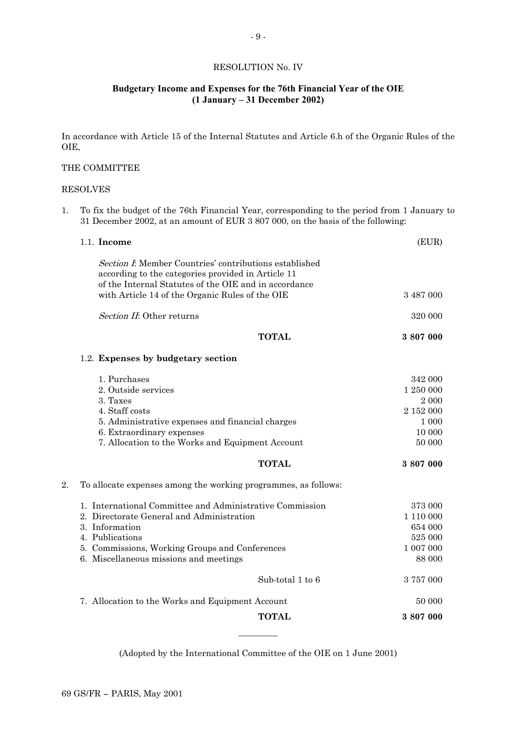RESOLUTION No. IV

## Budgetary Income and Expenses for the 76th Financial Year of the OIE (1 January – 31 December 2002)

In accordance with Article 15 of the Internal Statutes and Article 6.h of the Organic Rules of the OIE,

THE COMMITTEE

RESOLVES

1. To fix the budget of the 76th Financial Year, corresponding to the period from 1 January to 31 December 2002, at an amount of EUR 3 807 000, on the basis of the following:

1.1. **Income**

| | (EUR) |
|---|---|
| *Section I*: Member Countries' contributions established according to the categories provided in Article 11 of the Internal Statutes of the OIE and in accordance with Article 14 of the Organic Rules of the OIE | 3 487 000 |
| *Section II*: Other returns | 320 000 |
| **TOTAL** | **3 807 000** |

1.2. **Expenses by budgetary section**

| | |
|---|---|
| 1. Purchases | 342 000 |
| 2. Outside services | 1 250 000 |
| 3. Taxes | 2 000 |
| 4. Staff costs | 2 152 000 |
| 5. Administrative expenses and financial charges | 1 000 |
| 6. Extraordinary expenses | 10 000 |
| 7. Allocation to the Works and Equipment Account | 50 000 |
| **TOTAL** | **3 807 000** |

2. To allocate expenses among the working programmes, as follows:

| | |
|---|---|
| 1. International Committee and Administrative Commission | 373 000 |
| 2. Directorate General and Administration | 1 110 000 |
| 3. Information | 654 000 |
| 4. Publications | 525 000 |
| 5. Commissions, Working Groups and Conferences | 1 007 000 |
| 6. Miscellaneous missions and meetings | 88 000 |
| Sub-total 1 to 6 | 3 757 000 |
| 7. Allocation to the Works and Equipment Account | 50 000 |
| **TOTAL** | **3 807 000** |

_________

(Adopted by the International Committee of the OIE on 1 June 2001)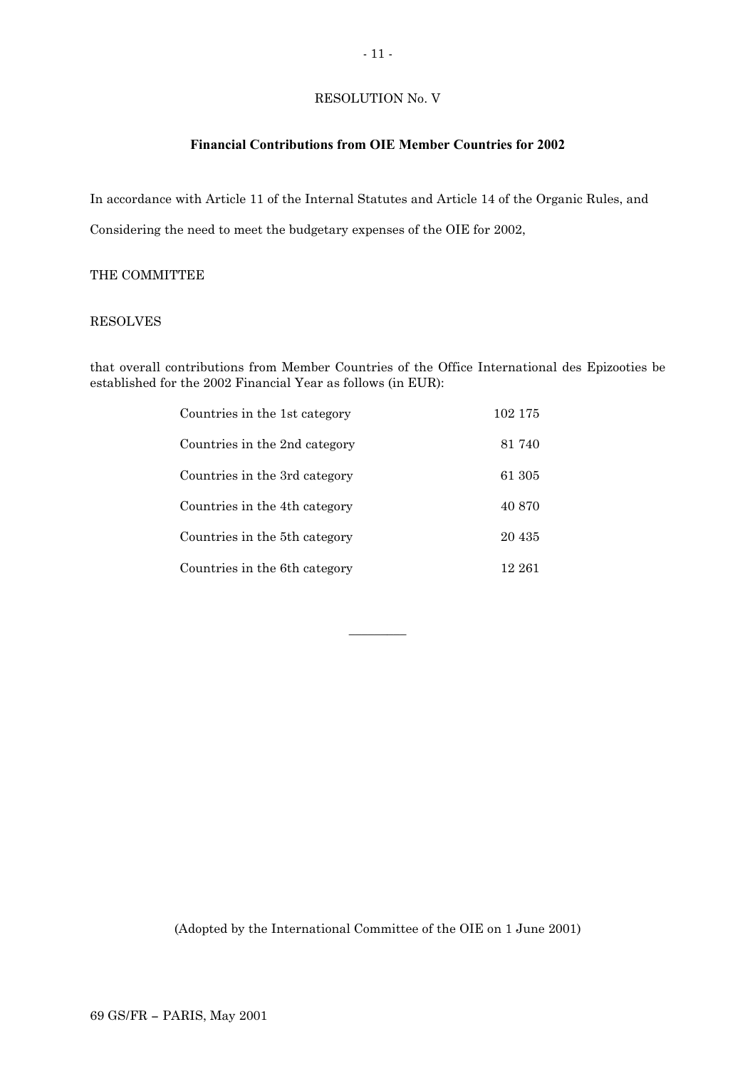# RESOLUTION No. V

## Financial Contributions from OIE Member Countries for 2002

In accordance with Article 11 of the Internal Statutes and Article 14 of the Organic Rules, and

Considering the need to meet the budgetary expenses of the OIE for 2002,

THE COMMITTEE

RESOLVES

that overall contributions from Member Countries of the Office International des Epizooties be established for the 2002 Financial Year as follows (in EUR):

| | |
|---|---|
| Countries in the 1st category | 102 175 |
| Countries in the 2nd category | 81 740 |
| Countries in the 3rd category | 61 305 |
| Countries in the 4th category | 40 870 |
| Countries in the 5th category | 20 435 |
| Countries in the 6th category | 12 261 |

_________

(Adopted by the International Committee of the OIE on 1 June 2001)

69 GS/FR – PARIS, May 2001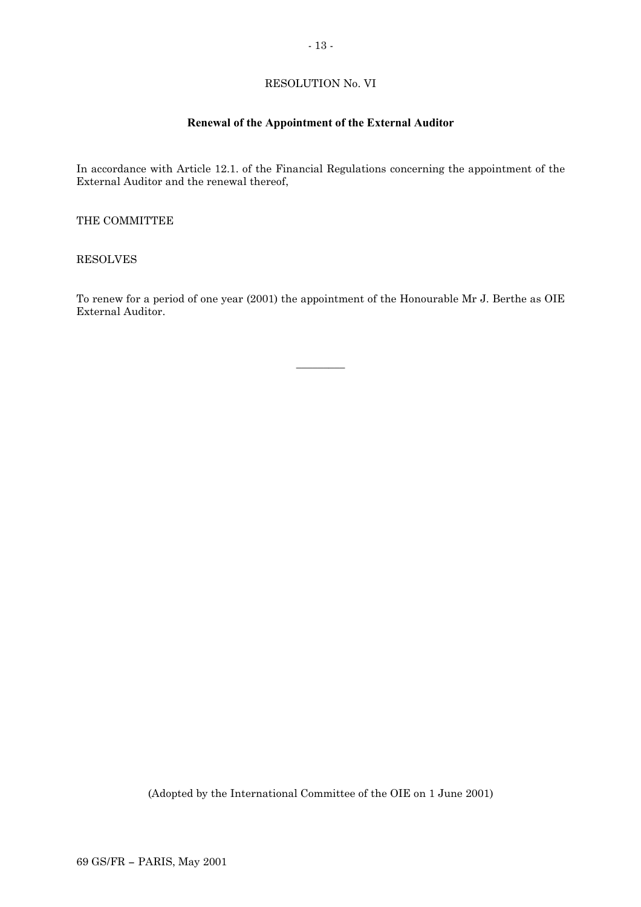RESOLUTION No. VI

## Renewal of the Appointment of the External Auditor

In accordance with Article 12.1. of the Financial Regulations concerning the appointment of the External Auditor and the renewal thereof,

THE COMMITTEE

RESOLVES

To renew for a period of one year (2001) the appointment of the Honourable Mr J. Berthe as OIE External Auditor.

---

(Adopted by the International Committee of the OIE on 1 June 2001)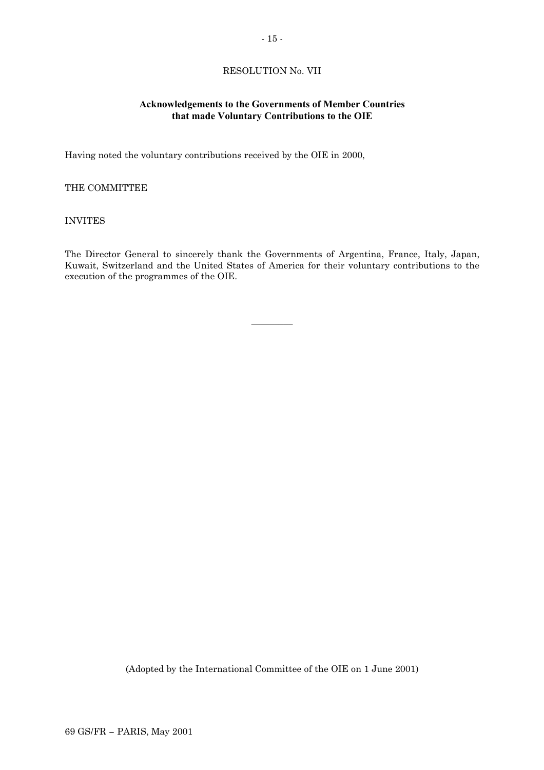RESOLUTION No. VII

**Acknowledgements to the Governments of Member Countries that made Voluntary Contributions to the OIE**

Having noted the voluntary contributions received by the OIE in 2000,

THE COMMITTEE

INVITES

The Director General to sincerely thank the Governments of Argentina, France, Italy, Japan, Kuwait, Switzerland and the United States of America for their voluntary contributions to the execution of the programmes of the OIE.

---

(Adopted by the International Committee of the OIE on 1 June 2001)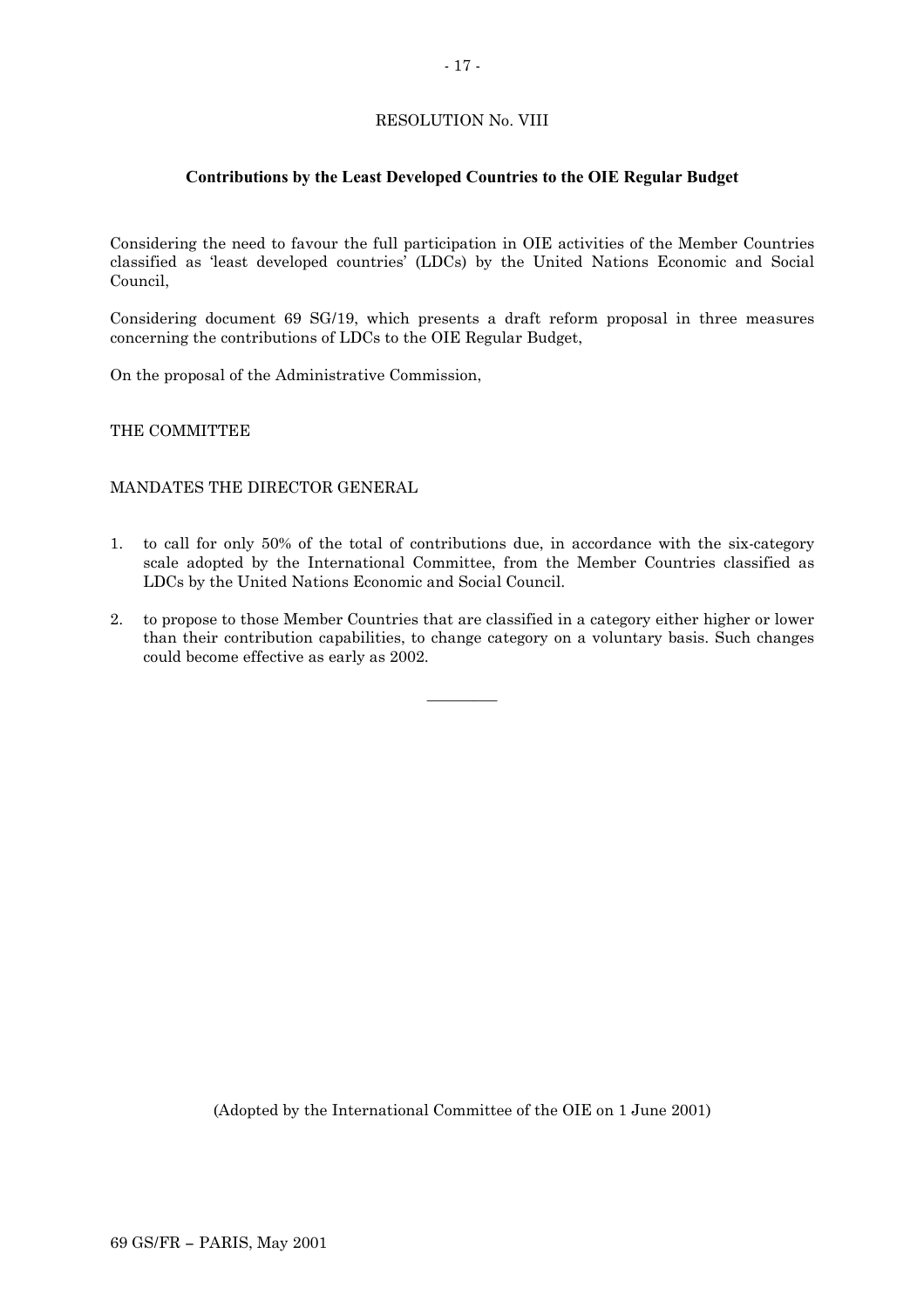# RESOLUTION No. VIII

## Contributions by the Least Developed Countries to the OIE Regular Budget

Considering the need to favour the full participation in OIE activities of the Member Countries classified as 'least developed countries' (LDCs) by the United Nations Economic and Social Council,

Considering document 69 SG/19, which presents a draft reform proposal in three measures concerning the contributions of LDCs to the OIE Regular Budget,

On the proposal of the Administrative Commission,

THE COMMITTEE

MANDATES THE DIRECTOR GENERAL

1. to call for only 50% of the total of contributions due, in accordance with the six-category scale adopted by the International Committee, from the Member Countries classified as LDCs by the United Nations Economic and Social Council.

2. to propose to those Member Countries that are classified in a category either higher or lower than their contribution capabilities, to change category on a voluntary basis. Such changes could become effective as early as 2002.

---

(Adopted by the International Committee of the OIE on 1 June 2001)

69 GS/FR – PARIS, May 2001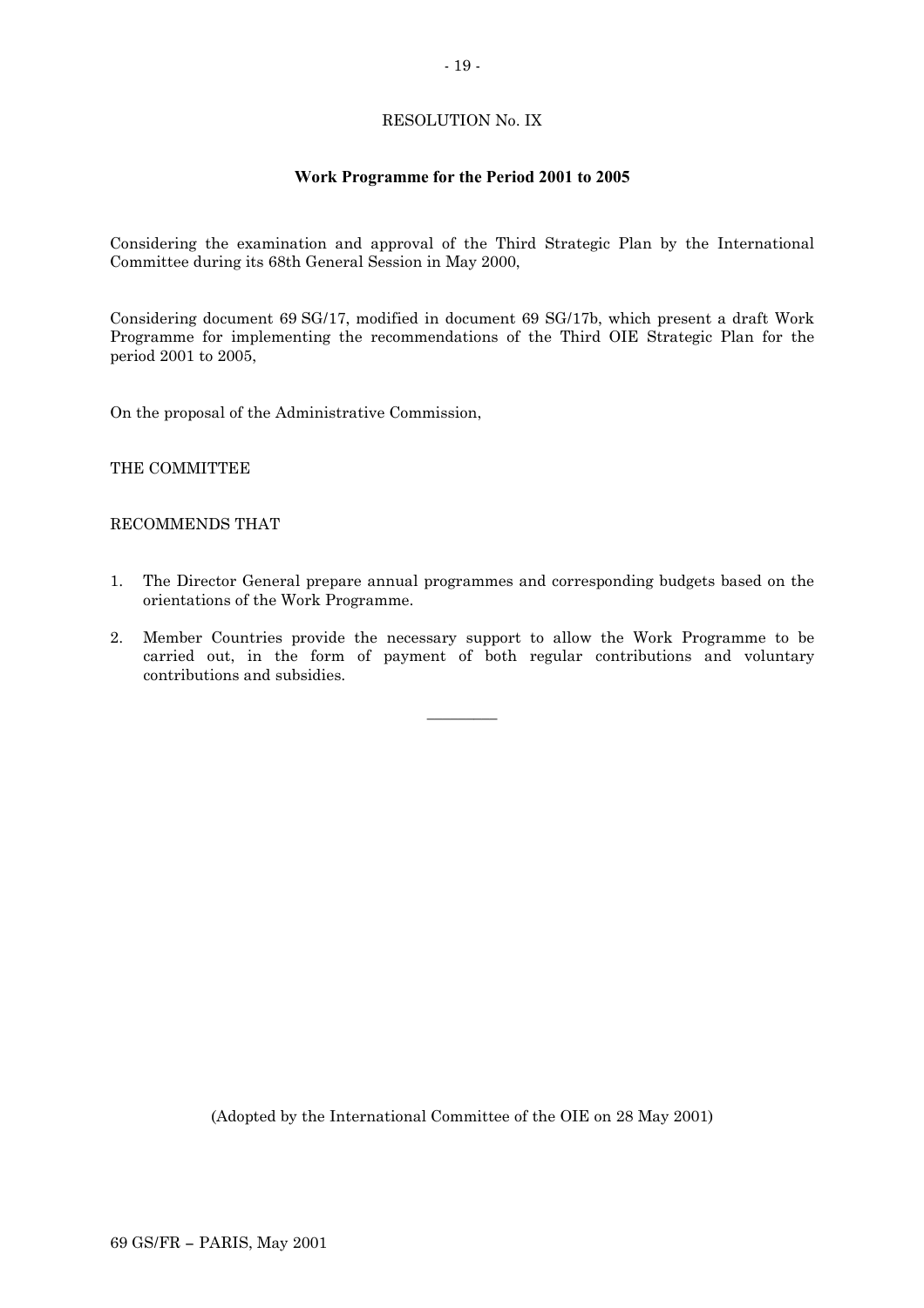RESOLUTION No. IX

**Work Programme for the Period 2001 to 2005**

Considering the examination and approval of the Third Strategic Plan by the International Committee during its 68th General Session in May 2000,

Considering document 69 SG/17, modified in document 69 SG/17b, which present a draft Work Programme for implementing the recommendations of the Third OIE Strategic Plan for the period 2001 to 2005,

On the proposal of the Administrative Commission,

THE COMMITTEE

RECOMMENDS THAT

1. The Director General prepare annual programmes and corresponding budgets based on the orientations of the Work Programme.
2. Member Countries provide the necessary support to allow the Work Programme to be carried out, in the form of payment of both regular contributions and voluntary contributions and subsidies.

---

(Adopted by the International Committee of the OIE on 28 May 2001)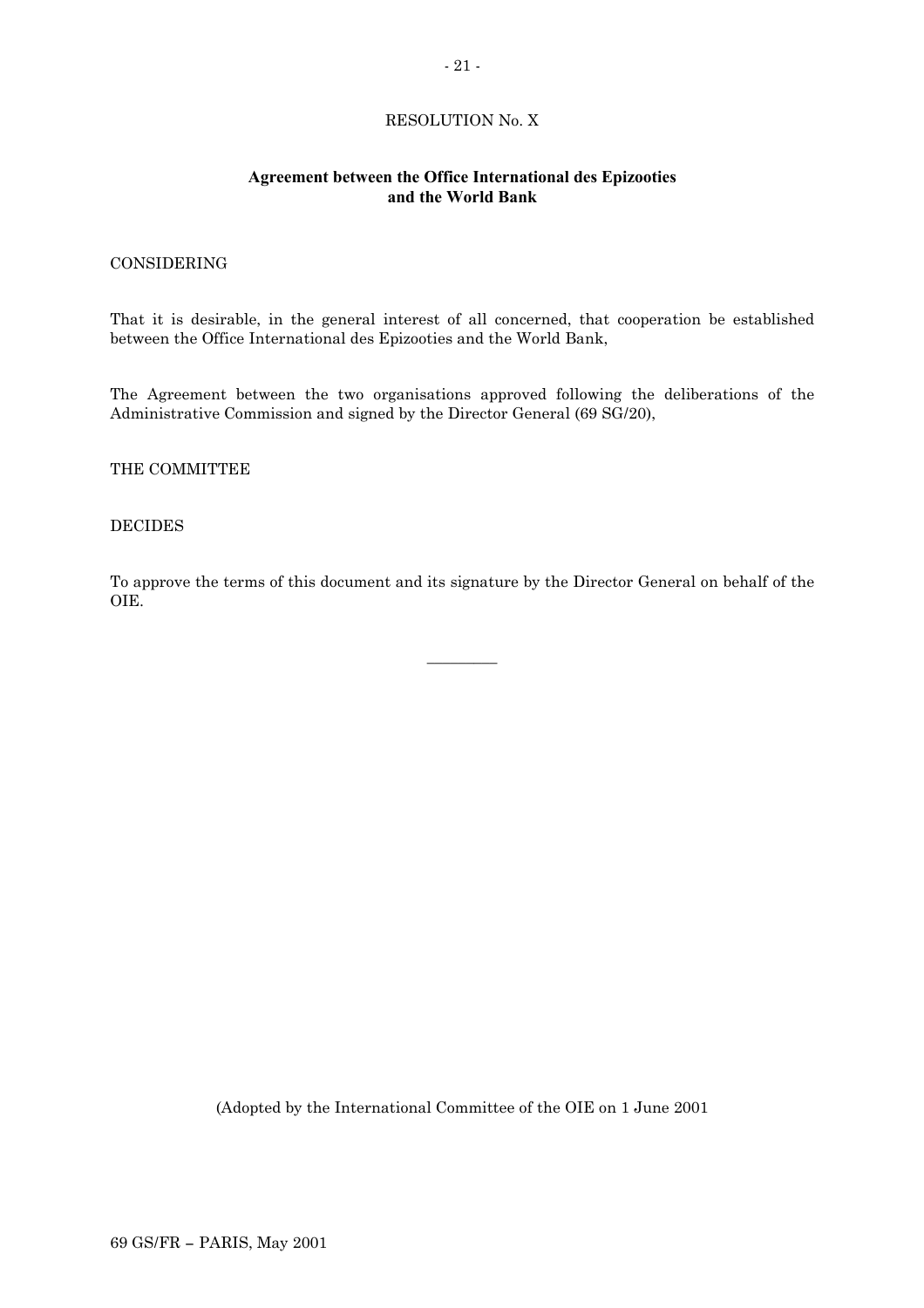# RESOLUTION No. X

## Agreement between the Office International des Epizooties and the World Bank

CONSIDERING

That it is desirable, in the general interest of all concerned, that cooperation be established between the Office International des Epizooties and the World Bank,

The Agreement between the two organisations approved following the deliberations of the Administrative Commission and signed by the Director General (69 SG/20),

THE COMMITTEE

DECIDES

To approve the terms of this document and its signature by the Director General on behalf of the OIE.

---

(Adopted by the International Committee of the OIE on 1 June 2001

69 GS/FR – PARIS, May 2001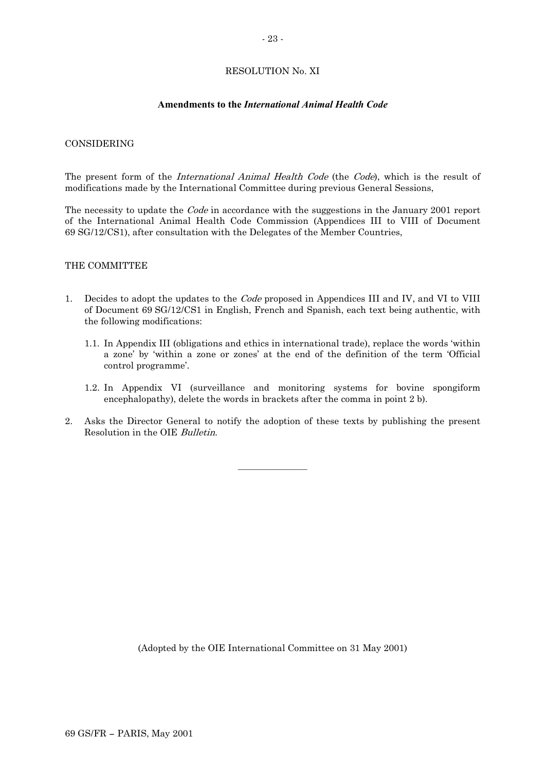RESOLUTION No. XI

**Amendments to the *International Animal Health Code***

CONSIDERING

The present form of the *International Animal Health Code* (the *Code*), which is the result of modifications made by the International Committee during previous General Sessions,

The necessity to update the *Code* in accordance with the suggestions in the January 2001 report of the International Animal Health Code Commission (Appendices III to VIII of Document 69 SG/12/CS1), after consultation with the Delegates of the Member Countries,

THE COMMITTEE

1. Decides to adopt the updates to the *Code* proposed in Appendices III and IV, and VI to VIII of Document 69 SG/12/CS1 in English, French and Spanish, each text being authentic, with the following modifications:

   1.1. In Appendix III (obligations and ethics in international trade), replace the words 'within a zone' by 'within a zone or zones' at the end of the definition of the term 'Official control programme'.

   1.2. In Appendix VI (surveillance and monitoring systems for bovine spongiform encephalopathy), delete the words in brackets after the comma in point 2 b).

2. Asks the Director General to notify the adoption of these texts by publishing the present Resolution in the OIE *Bulletin*.

---

(Adopted by the OIE International Committee on 31 May 2001)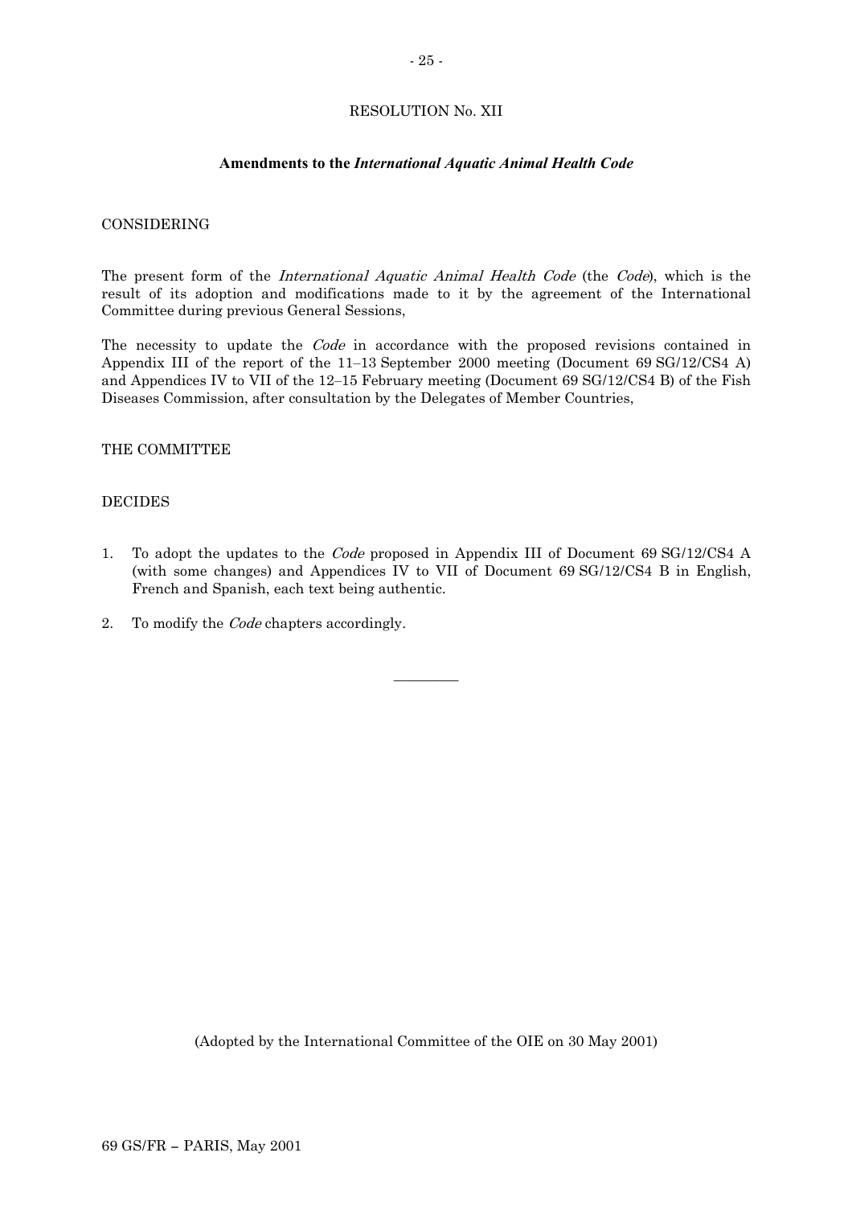# RESOLUTION No. XII

## Amendments to the *International Aquatic Animal Health Code*

CONSIDERING

The present form of the *International Aquatic Animal Health Code* (the *Code*), which is the result of its adoption and modifications made to it by the agreement of the International Committee during previous General Sessions,

The necessity to update the *Code* in accordance with the proposed revisions contained in Appendix III of the report of the 11–13 September 2000 meeting (Document 69 SG/12/CS4 A) and Appendices IV to VII of the 12–15 February meeting (Document 69 SG/12/CS4 B) of the Fish Diseases Commission, after consultation by the Delegates of Member Countries,

THE COMMITTEE

DECIDES

1. To adopt the updates to the *Code* proposed in Appendix III of Document 69 SG/12/CS4 A (with some changes) and Appendices IV to VII of Document 69 SG/12/CS4 B in English, French and Spanish, each text being authentic.
2. To modify the *Code* chapters accordingly.

---

(Adopted by the International Committee of the OIE on 30 May 2001)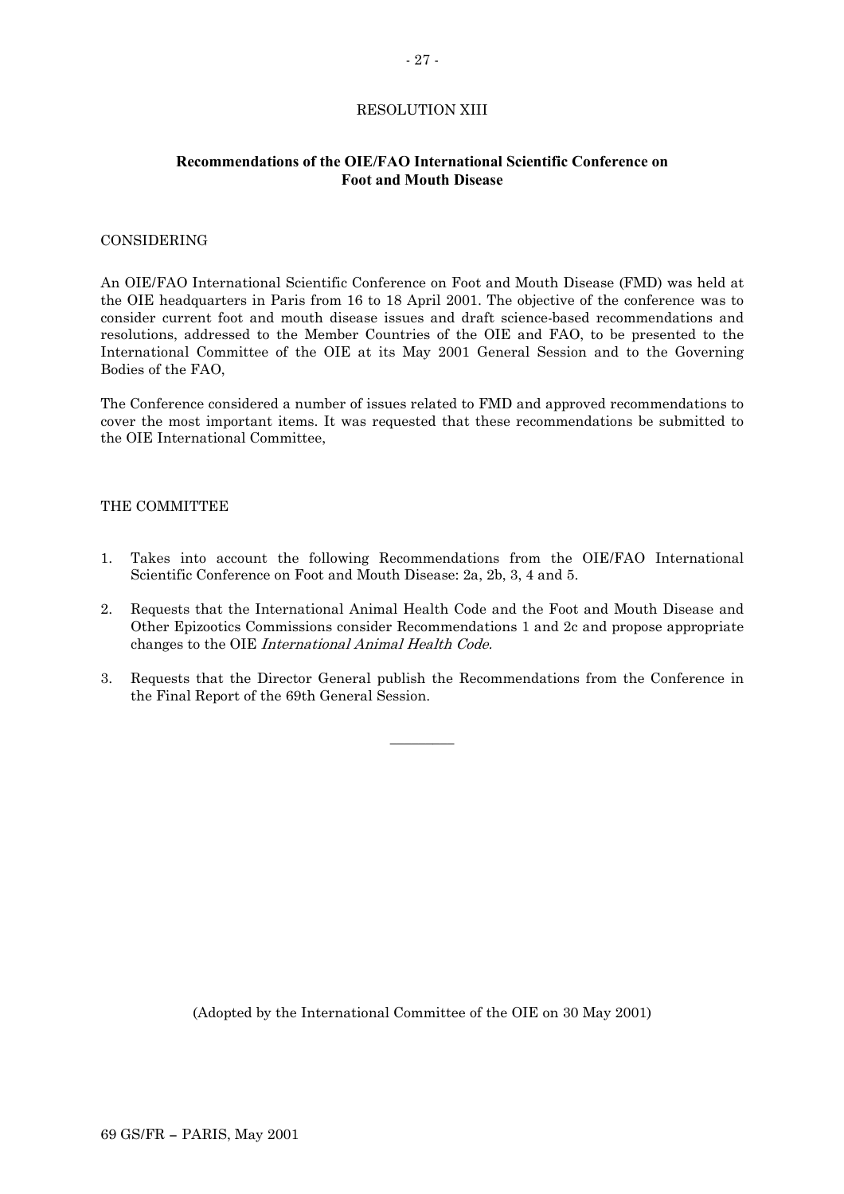RESOLUTION XIII

## Recommendations of the OIE/FAO International Scientific Conference on Foot and Mouth Disease

CONSIDERING

An OIE/FAO International Scientific Conference on Foot and Mouth Disease (FMD) was held at the OIE headquarters in Paris from 16 to 18 April 2001. The objective of the conference was to consider current foot and mouth disease issues and draft science-based recommendations and resolutions, addressed to the Member Countries of the OIE and FAO, to be presented to the International Committee of the OIE at its May 2001 General Session and to the Governing Bodies of the FAO,

The Conference considered a number of issues related to FMD and approved recommendations to cover the most important items. It was requested that these recommendations be submitted to the OIE International Committee,

THE COMMITTEE

1. Takes into account the following Recommendations from the OIE/FAO International Scientific Conference on Foot and Mouth Disease: 2a, 2b, 3, 4 and 5.
2. Requests that the International Animal Health Code and the Foot and Mouth Disease and Other Epizootics Commissions consider Recommendations 1 and 2c and propose appropriate changes to the OIE *International Animal Health Code*.
3. Requests that the Director General publish the Recommendations from the Conference in the Final Report of the 69th General Session.

---

(Adopted by the International Committee of the OIE on 30 May 2001)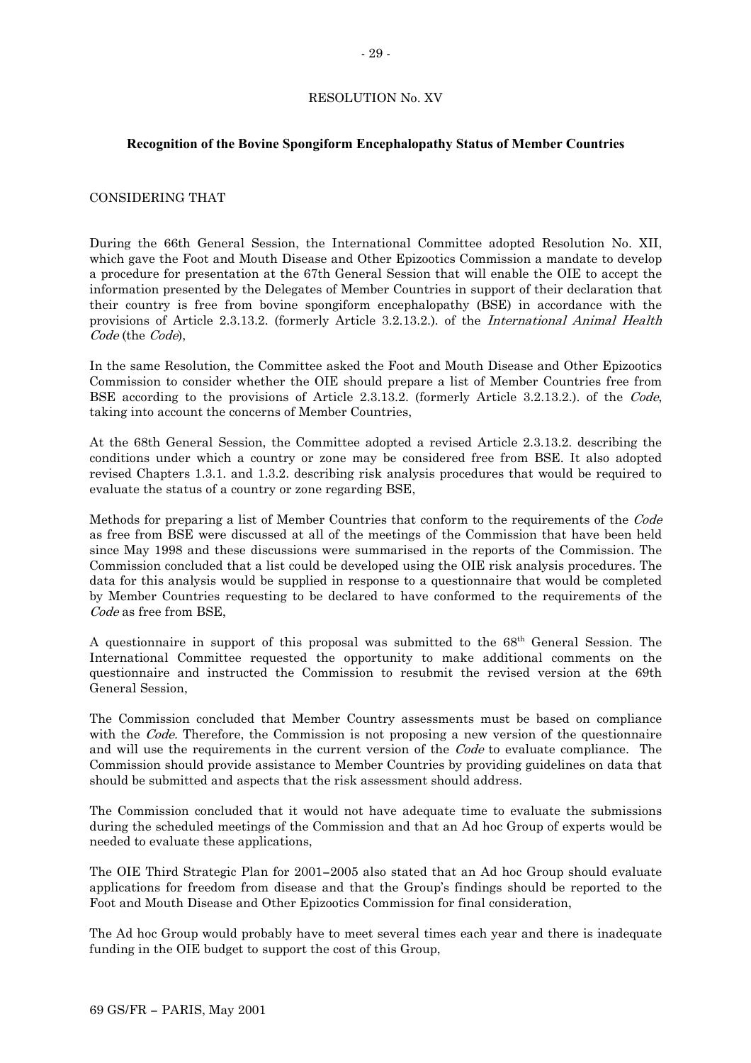RESOLUTION No. XV

**Recognition of the Bovine Spongiform Encephalopathy Status of Member Countries**

CONSIDERING THAT

During the 66th General Session, the International Committee adopted Resolution No. XII, which gave the Foot and Mouth Disease and Other Epizootics Commission a mandate to develop a procedure for presentation at the 67th General Session that will enable the OIE to accept the information presented by the Delegates of Member Countries in support of their declaration that their country is free from bovine spongiform encephalopathy (BSE) in accordance with the provisions of Article 2.3.13.2. (formerly Article 3.2.13.2.). of the *International Animal Health Code* (the *Code*),

In the same Resolution, the Committee asked the Foot and Mouth Disease and Other Epizootics Commission to consider whether the OIE should prepare a list of Member Countries free from BSE according to the provisions of Article 2.3.13.2. (formerly Article 3.2.13.2.). of the *Code*, taking into account the concerns of Member Countries,

At the 68th General Session, the Committee adopted a revised Article 2.3.13.2. describing the conditions under which a country or zone may be considered free from BSE. It also adopted revised Chapters 1.3.1. and 1.3.2. describing risk analysis procedures that would be required to evaluate the status of a country or zone regarding BSE,

Methods for preparing a list of Member Countries that conform to the requirements of the *Code* as free from BSE were discussed at all of the meetings of the Commission that have been held since May 1998 and these discussions were summarised in the reports of the Commission. The Commission concluded that a list could be developed using the OIE risk analysis procedures. The data for this analysis would be supplied in response to a questionnaire that would be completed by Member Countries requesting to be declared to have conformed to the requirements of the *Code* as free from BSE,

A questionnaire in support of this proposal was submitted to the 68th General Session. The International Committee requested the opportunity to make additional comments on the questionnaire and instructed the Commission to resubmit the revised version at the 69th General Session,

The Commission concluded that Member Country assessments must be based on compliance with the *Code.* Therefore, the Commission is not proposing a new version of the questionnaire and will use the requirements in the current version of the *Code* to evaluate compliance. The Commission should provide assistance to Member Countries by providing guidelines on data that should be submitted and aspects that the risk assessment should address.

The Commission concluded that it would not have adequate time to evaluate the submissions during the scheduled meetings of the Commission and that an Ad hoc Group of experts would be needed to evaluate these applications,

The OIE Third Strategic Plan for 2001–2005 also stated that an Ad hoc Group should evaluate applications for freedom from disease and that the Group's findings should be reported to the Foot and Mouth Disease and Other Epizootics Commission for final consideration,

The Ad hoc Group would probably have to meet several times each year and there is inadequate funding in the OIE budget to support the cost of this Group,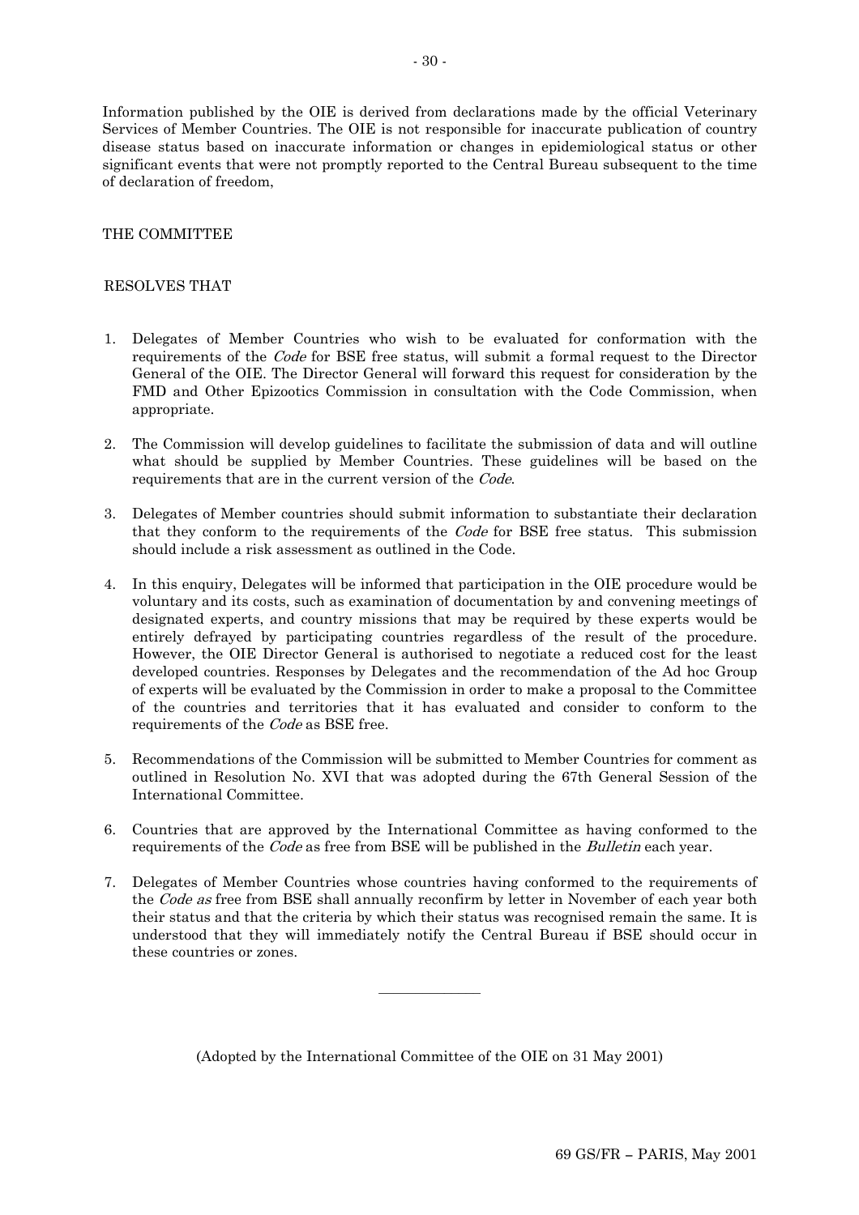Information published by the OIE is derived from declarations made by the official Veterinary Services of Member Countries. The OIE is not responsible for inaccurate publication of country disease status based on inaccurate information or changes in epidemiological status or other significant events that were not promptly reported to the Central Bureau subsequent to the time of declaration of freedom,

THE COMMITTEE

RESOLVES THAT

1. Delegates of Member Countries who wish to be evaluated for conformation with the requirements of the *Code* for BSE free status, will submit a formal request to the Director General of the OIE. The Director General will forward this request for consideration by the FMD and Other Epizootics Commission in consultation with the Code Commission, when appropriate.

2. The Commission will develop guidelines to facilitate the submission of data and will outline what should be supplied by Member Countries. These guidelines will be based on the requirements that are in the current version of the *Code*.

3. Delegates of Member countries should submit information to substantiate their declaration that they conform to the requirements of the *Code* for BSE free status. This submission should include a risk assessment as outlined in the Code.

4. In this enquiry, Delegates will be informed that participation in the OIE procedure would be voluntary and its costs, such as examination of documentation by and convening meetings of designated experts, and country missions that may be required by these experts would be entirely defrayed by participating countries regardless of the result of the procedure. However, the OIE Director General is authorised to negotiate a reduced cost for the least developed countries. Responses by Delegates and the recommendation of the Ad hoc Group of experts will be evaluated by the Commission in order to make a proposal to the Committee of the countries and territories that it has evaluated and consider to conform to the requirements of the *Code* as BSE free.

5. Recommendations of the Commission will be submitted to Member Countries for comment as outlined in Resolution No. XVI that was adopted during the 67th General Session of the International Committee.

6. Countries that are approved by the International Committee as having conformed to the requirements of the *Code* as free from BSE will be published in the *Bulletin* each year.

7. Delegates of Member Countries whose countries having conformed to the requirements of the *Code as* free from BSE shall annually reconfirm by letter in November of each year both their status and that the criteria by which their status was recognised remain the same. It is understood that they will immediately notify the Central Bureau if BSE should occur in these countries or zones.

---

(Adopted by the International Committee of the OIE on 31 May 2001)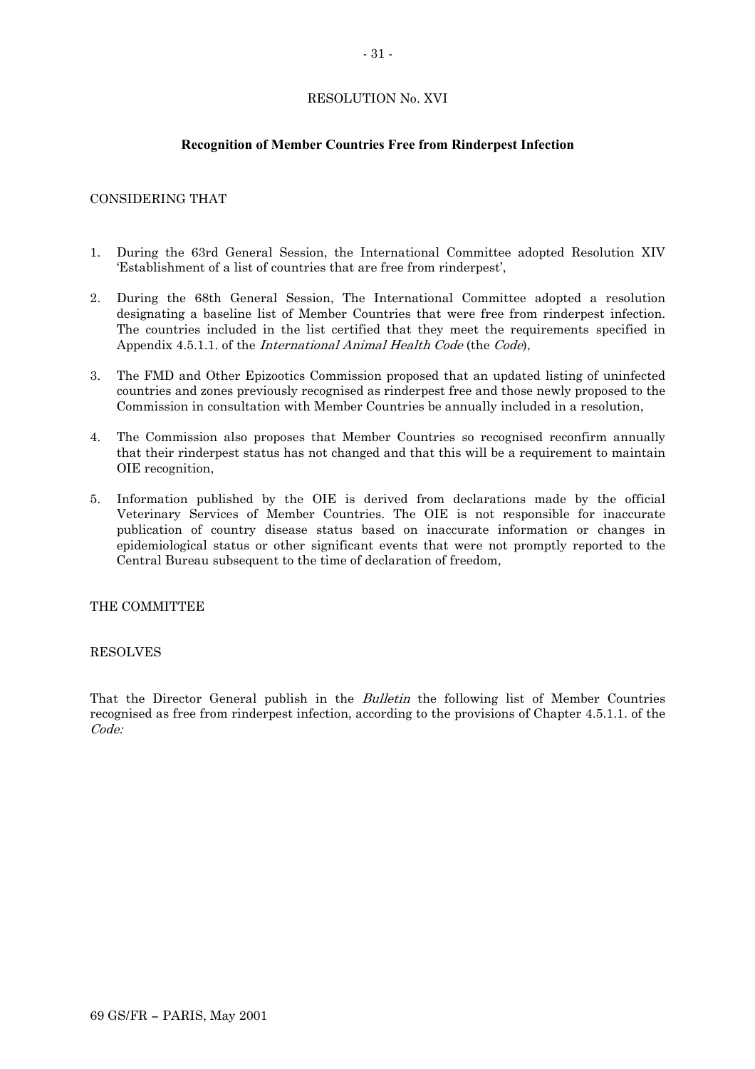RESOLUTION No. XVI

**Recognition of Member Countries Free from Rinderpest Infection**

CONSIDERING THAT

1. During the 63rd General Session, the International Committee adopted Resolution XIV 'Establishment of a list of countries that are free from rinderpest',
2. During the 68th General Session, The International Committee adopted a resolution designating a baseline list of Member Countries that were free from rinderpest infection. The countries included in the list certified that they meet the requirements specified in Appendix 4.5.1.1. of the *International Animal Health Code* (the *Code*),
3. The FMD and Other Epizootics Commission proposed that an updated listing of uninfected countries and zones previously recognised as rinderpest free and those newly proposed to the Commission in consultation with Member Countries be annually included in a resolution,
4. The Commission also proposes that Member Countries so recognised reconfirm annually that their rinderpest status has not changed and that this will be a requirement to maintain OIE recognition,
5. Information published by the OIE is derived from declarations made by the official Veterinary Services of Member Countries. The OIE is not responsible for inaccurate publication of country disease status based on inaccurate information or changes in epidemiological status or other significant events that were not promptly reported to the Central Bureau subsequent to the time of declaration of freedom,

THE COMMITTEE

RESOLVES

That the Director General publish in the *Bulletin* the following list of Member Countries recognised as free from rinderpest infection, according to the provisions of Chapter 4.5.1.1. of the *Code:*

69 GS/FR – PARIS, May 2001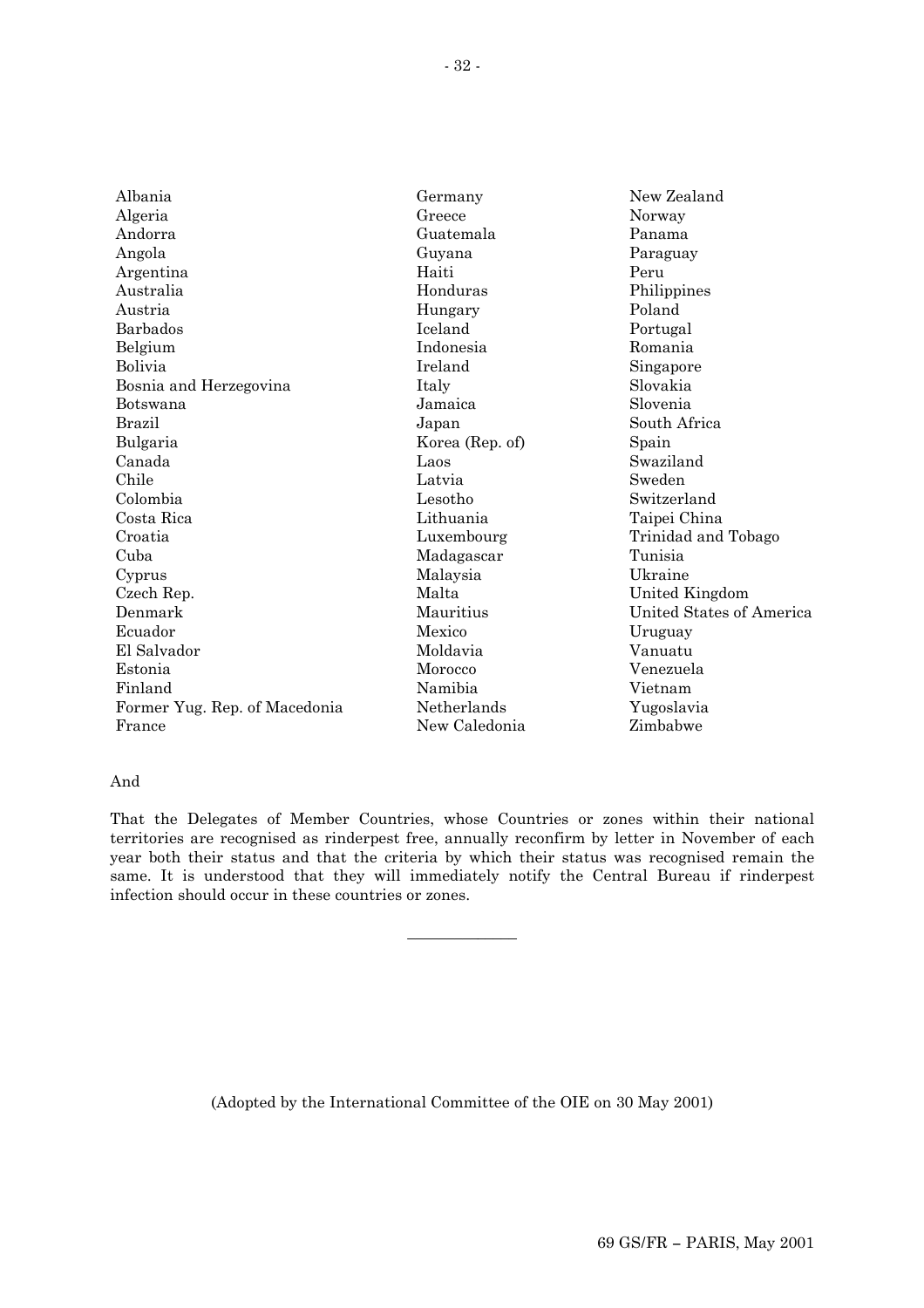Albania
Algeria
Andorra
Angola
Argentina
Australia
Austria
Barbados
Belgium
Bolivia
Bosnia and Herzegovina
Botswana
Brazil
Bulgaria
Canada
Chile
Colombia
Costa Rica
Croatia
Cuba
Cyprus
Czech Rep.
Denmark
Ecuador
El Salvador
Estonia
Finland
Former Yug. Rep. of Macedonia
France
Germany
Greece
Guatemala
Guyana
Haiti
Honduras
Hungary
Iceland
Indonesia
Ireland
Italy
Jamaica
Japan
Korea (Rep. of)
Laos
Latvia
Lesotho
Lithuania
Luxembourg
Madagascar
Malaysia
Malta
Mauritius
Mexico
Moldavia
Morocco
Namibia
Netherlands
New Caledonia
New Zealand
Norway
Panama
Paraguay
Peru
Philippines
Poland
Portugal
Romania
Singapore
Slovakia
Slovenia
South Africa
Spain
Swaziland
Sweden
Switzerland
Taipei China
Trinidad and Tobago
Tunisia
Ukraine
United Kingdom
United States of America
Uruguay
Vanuatu
Venezuela
Vietnam
Yugoslavia
Zimbabwe

And

That the Delegates of Member Countries, whose Countries or zones within their national territories are recognised as rinderpest free, annually reconfirm by letter in November of each year both their status and that the criteria by which their status was recognised remain the same. It is understood that they will immediately notify the Central Bureau if rinderpest infection should occur in these countries or zones.

---

(Adopted by the International Committee of the OIE on 30 May 2001)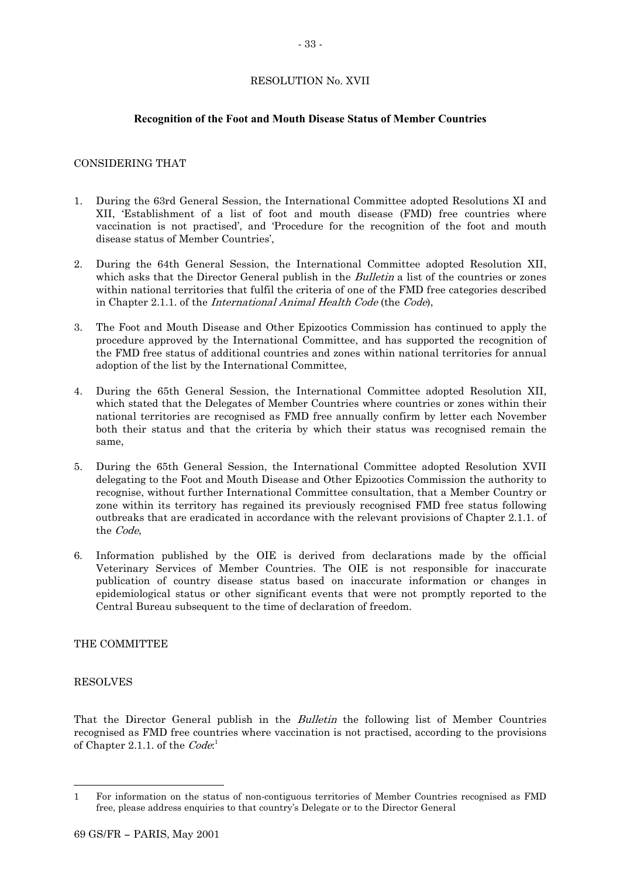RESOLUTION No. XVII

**Recognition of the Foot and Mouth Disease Status of Member Countries**

CONSIDERING THAT

1. During the 63rd General Session, the International Committee adopted Resolutions XI and XII, 'Establishment of a list of foot and mouth disease (FMD) free countries where vaccination is not practised', and 'Procedure for the recognition of the foot and mouth disease status of Member Countries',

2. During the 64th General Session, the International Committee adopted Resolution XII, which asks that the Director General publish in the *Bulletin* a list of the countries or zones within national territories that fulfil the criteria of one of the FMD free categories described in Chapter 2.1.1. of the *International Animal Health Code* (the *Code*),

3. The Foot and Mouth Disease and Other Epizootics Commission has continued to apply the procedure approved by the International Committee, and has supported the recognition of the FMD free status of additional countries and zones within national territories for annual adoption of the list by the International Committee,

4. During the 65th General Session, the International Committee adopted Resolution XII, which stated that the Delegates of Member Countries where countries or zones within their national territories are recognised as FMD free annually confirm by letter each November both their status and that the criteria by which their status was recognised remain the same,

5. During the 65th General Session, the International Committee adopted Resolution XVII delegating to the Foot and Mouth Disease and Other Epizootics Commission the authority to recognise, without further International Committee consultation, that a Member Country or zone within its territory has regained its previously recognised FMD free status following outbreaks that are eradicated in accordance with the relevant provisions of Chapter 2.1.1. of the *Code*,

6. Information published by the OIE is derived from declarations made by the official Veterinary Services of Member Countries. The OIE is not responsible for inaccurate publication of country disease status based on inaccurate information or changes in epidemiological status or other significant events that were not promptly reported to the Central Bureau subsequent to the time of declaration of freedom.

THE COMMITTEE

RESOLVES

That the Director General publish in the *Bulletin* the following list of Member Countries recognised as FMD free countries where vaccination is not practised, according to the provisions of Chapter 2.1.1. of the *Code*:[1]

---

[1] For information on the status of non-contiguous territories of Member Countries recognised as FMD free, please address enquiries to that country's Delegate or to the Director General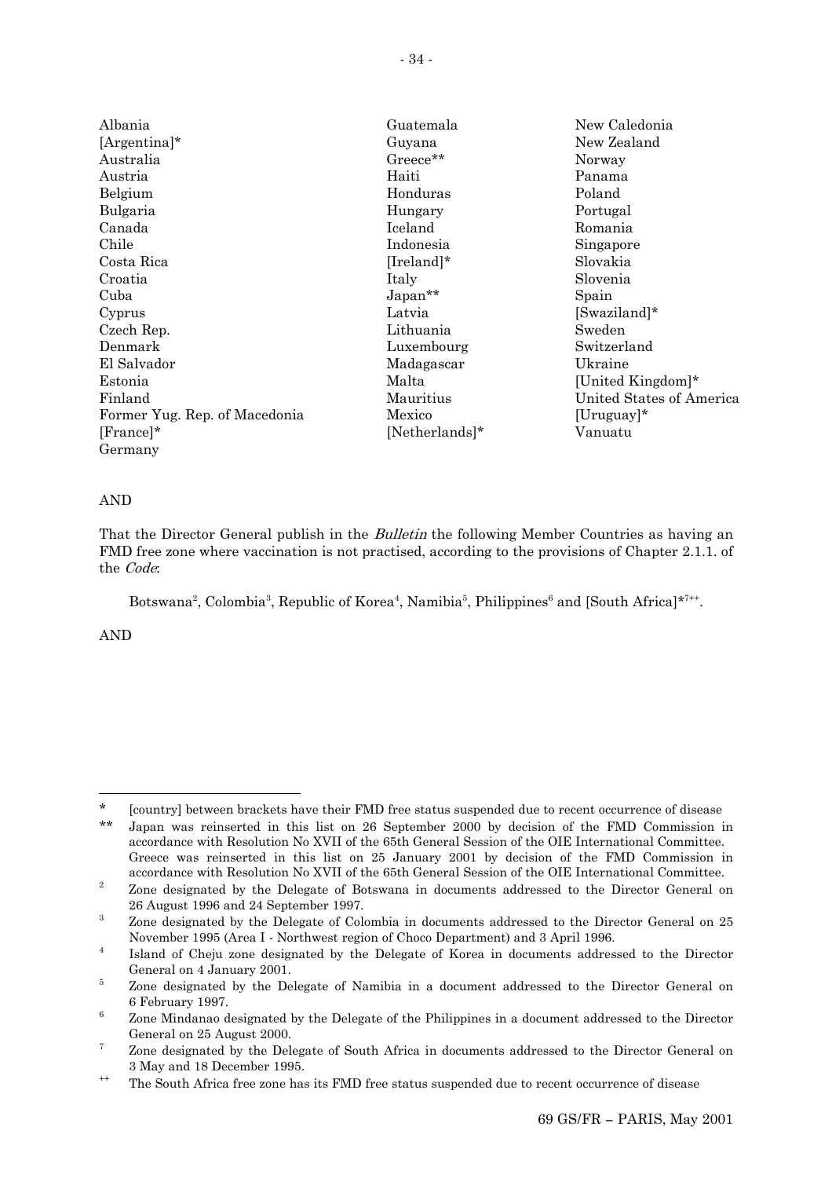Albania
[Argentina]*
Australia
Austria
Belgium
Bulgaria
Canada
Chile
Costa Rica
Croatia
Cuba
Cyprus
Czech Rep.
Denmark
El Salvador
Estonia
Finland
Former Yug. Rep. of Macedonia
[France]*
Germany
Guatemala
Guyana
Greece**
Haiti
Honduras
Hungary
Iceland
Indonesia
[Ireland]*
Italy
Japan**
Latvia
Lithuania
Luxembourg
Madagascar
Malta
Mauritius
Mexico
[Netherlands]*
New Caledonia
New Zealand
Norway
Panama
Poland
Portugal
Romania
Singapore
Slovakia
Slovenia
Spain
[Swaziland]*
Sweden
Switzerland
Ukraine
[United Kingdom]*
United States of America
[Uruguay]*
Vanuatu

AND

That the Director General publish in the *Bulletin* the following Member Countries as having an FMD free zone where vaccination is not practised, according to the provisions of Chapter 2.1.1. of the *Code*:

Botswana[2], Colombia[3], Republic of Korea[4], Namibia[5], Philippines[6] and [South Africa]*[7++].

AND

---

\* [country] between brackets have their FMD free status suspended due to recent occurrence of disease

\*\* Japan was reinserted in this list on 26 September 2000 by decision of the FMD Commission in accordance with Resolution No XVII of the 65th General Session of the OIE International Committee. Greece was reinserted in this list on 25 January 2001 by decision of the FMD Commission in accordance with Resolution No XVII of the 65th General Session of the OIE International Committee.

2 Zone designated by the Delegate of Botswana in documents addressed to the Director General on 26 August 1996 and 24 September 1997.

3 Zone designated by the Delegate of Colombia in documents addressed to the Director General on 25 November 1995 (Area I - Northwest region of Choco Department) and 3 April 1996.

4 Island of Cheju zone designated by the Delegate of Korea in documents addressed to the Director General on 4 January 2001.

5 Zone designated by the Delegate of Namibia in a document addressed to the Director General on 6 February 1997.

6 Zone Mindanao designated by the Delegate of the Philippines in a document addressed to the Director General on 25 August 2000.

7 Zone designated by the Delegate of South Africa in documents addressed to the Director General on 3 May and 18 December 1995.

++ The South Africa free zone has its FMD free status suspended due to recent occurrence of disease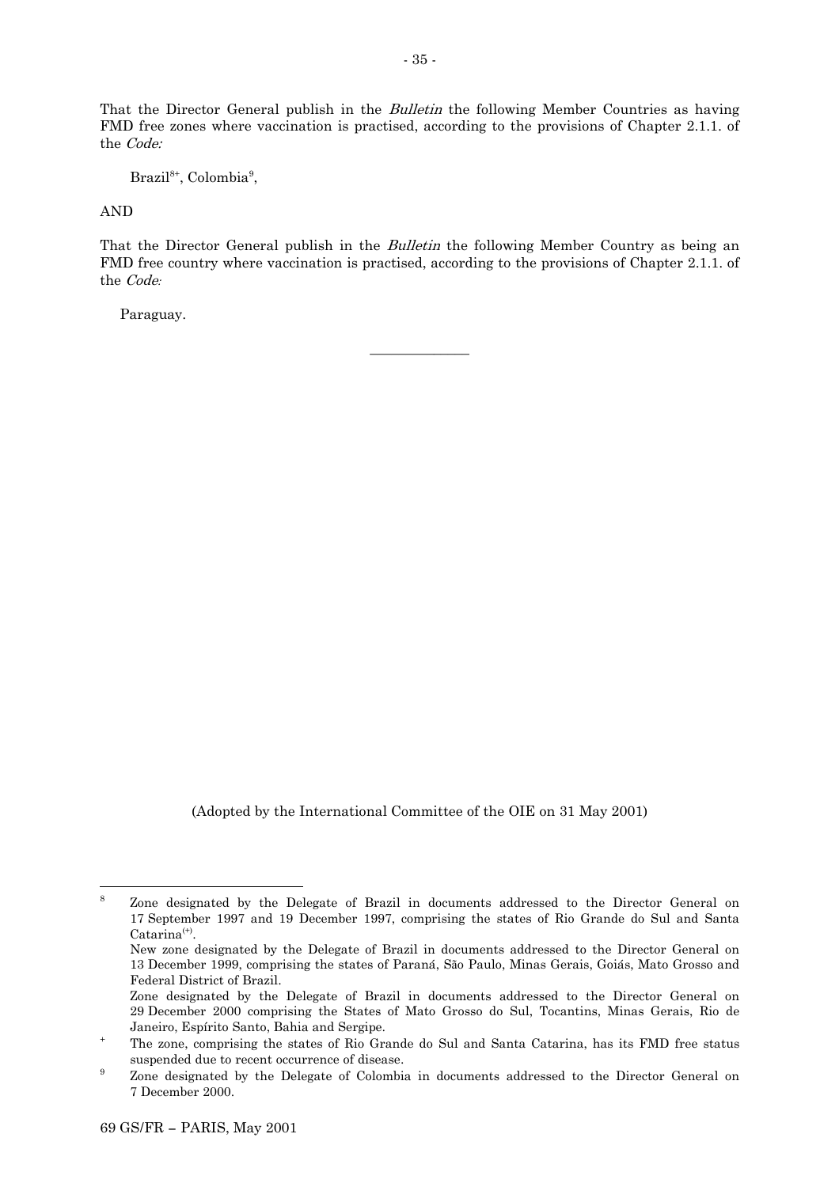That the Director General publish in the *Bulletin* the following Member Countries as having FMD free zones where vaccination is practised, according to the provisions of Chapter 2.1.1. of the *Code:*

Brazil[8+], Colombia[9],

AND

That the Director General publish in the *Bulletin* the following Member Country as being an FMD free country where vaccination is practised, according to the provisions of Chapter 2.1.1. of the *Code:*

Paraguay.

---

(Adopted by the International Committee of the OIE on 31 May 2001)

---

[8] Zone designated by the Delegate of Brazil in documents addressed to the Director General on 17 September 1997 and 19 December 1997, comprising the states of Rio Grande do Sul and Santa Catarina[(+)].
New zone designated by the Delegate of Brazil in documents addressed to the Director General on 13 December 1999, comprising the states of Paraná, São Paulo, Minas Gerais, Goiás, Mato Grosso and Federal District of Brazil.
Zone designated by the Delegate of Brazil in documents addressed to the Director General on 29 December 2000 comprising the States of Mato Grosso do Sul, Tocantins, Minas Gerais, Rio de Janeiro, Espírito Santo, Bahia and Sergipe.

[+] The zone, comprising the states of Rio Grande do Sul and Santa Catarina, has its FMD free status suspended due to recent occurrence of disease.

[9] Zone designated by the Delegate of Colombia in documents addressed to the Director General on 7 December 2000.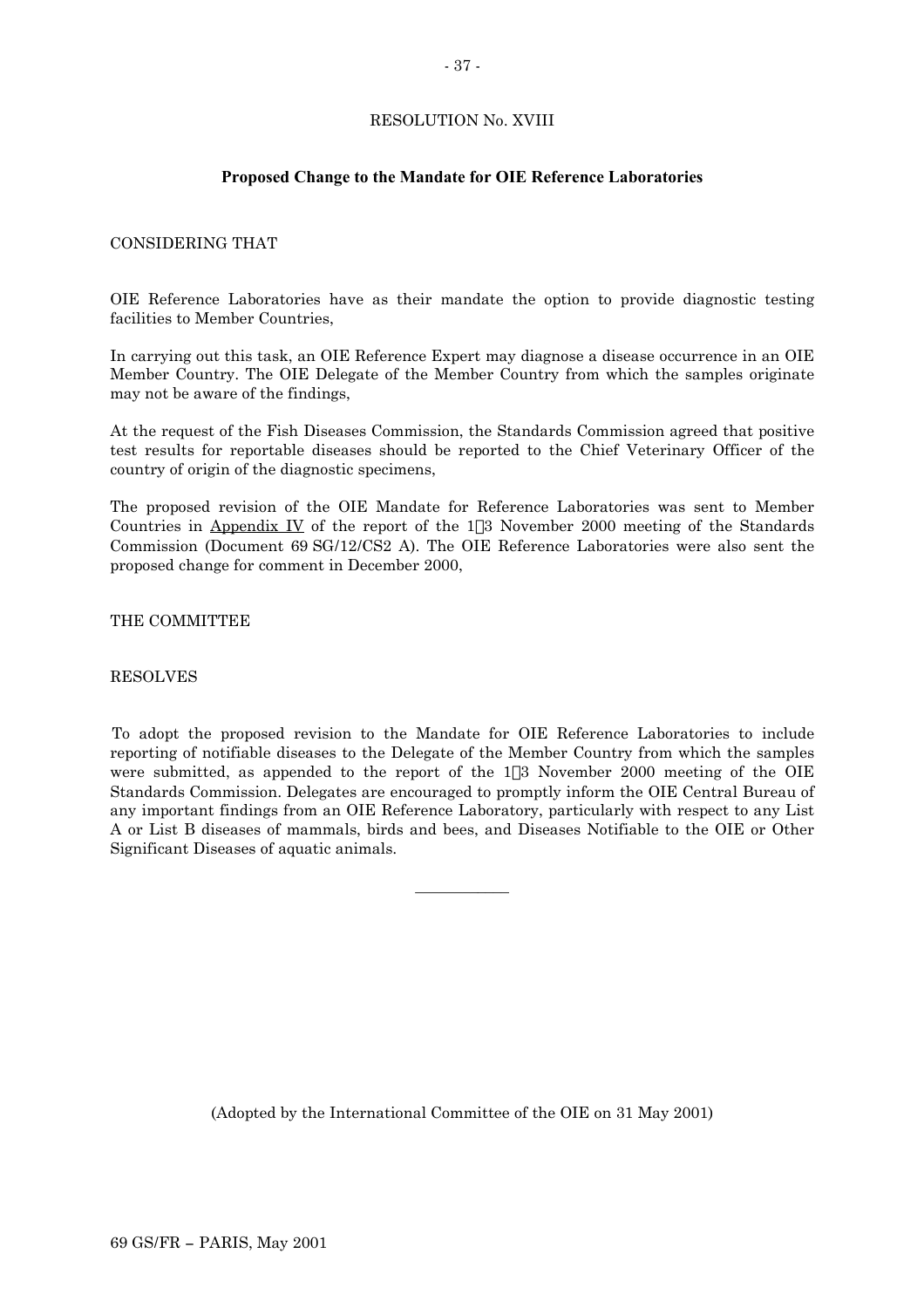RESOLUTION No. XVIII

**Proposed Change to the Mandate for OIE Reference Laboratories**

CONSIDERING THAT

OIE Reference Laboratories have as their mandate the option to provide diagnostic testing facilities to Member Countries,

In carrying out this task, an OIE Reference Expert may diagnose a disease occurrence in an OIE Member Country. The OIE Delegate of the Member Country from which the samples originate may not be aware of the findings,

At the request of the Fish Diseases Commission, the Standards Commission agreed that positive test results for reportable diseases should be reported to the Chief Veterinary Officer of the country of origin of the diagnostic specimens,

The proposed revision of the OIE Mandate for Reference Laboratories was sent to Member Countries in Appendix IV of the report of the 1–3 November 2000 meeting of the Standards Commission (Document 69 SG/12/CS2 A). The OIE Reference Laboratories were also sent the proposed change for comment in December 2000,

THE COMMITTEE

RESOLVES

To adopt the proposed revision to the Mandate for OIE Reference Laboratories to include reporting of notifiable diseases to the Delegate of the Member Country from which the samples were submitted, as appended to the report of the 1–3 November 2000 meeting of the OIE Standards Commission. Delegates are encouraged to promptly inform the OIE Central Bureau of any important findings from an OIE Reference Laboratory, particularly with respect to any List A or List B diseases of mammals, birds and bees, and Diseases Notifiable to the OIE or Other Significant Diseases of aquatic animals.

---

(Adopted by the International Committee of the OIE on 31 May 2001)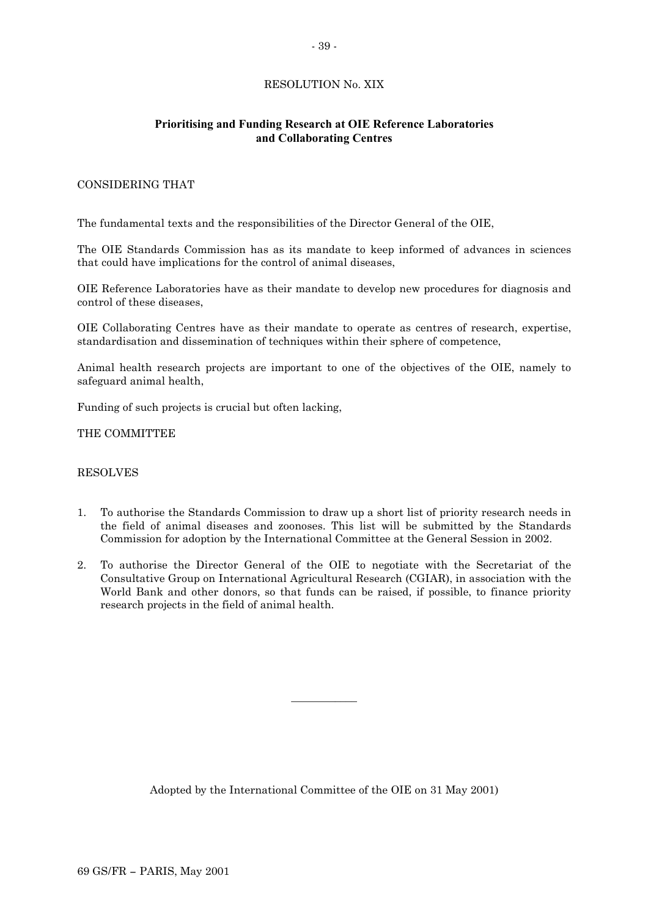RESOLUTION No. XIX

**Prioritising and Funding Research at OIE Reference Laboratories and Collaborating Centres**

CONSIDERING THAT

The fundamental texts and the responsibilities of the Director General of the OIE,

The OIE Standards Commission has as its mandate to keep informed of advances in sciences that could have implications for the control of animal diseases,

OIE Reference Laboratories have as their mandate to develop new procedures for diagnosis and control of these diseases,

OIE Collaborating Centres have as their mandate to operate as centres of research, expertise, standardisation and dissemination of techniques within their sphere of competence,

Animal health research projects are important to one of the objectives of the OIE, namely to safeguard animal health,

Funding of such projects is crucial but often lacking,

THE COMMITTEE

RESOLVES

1. To authorise the Standards Commission to draw up a short list of priority research needs in the field of animal diseases and zoonoses. This list will be submitted by the Standards Commission for adoption by the International Committee at the General Session in 2002.
2. To authorise the Director General of the OIE to negotiate with the Secretariat of the Consultative Group on International Agricultural Research (CGIAR), in association with the World Bank and other donors, so that funds can be raised, if possible, to finance priority research projects in the field of animal health.

---

Adopted by the International Committee of the OIE on 31 May 2001)

69 GS/FR – PARIS, May 2001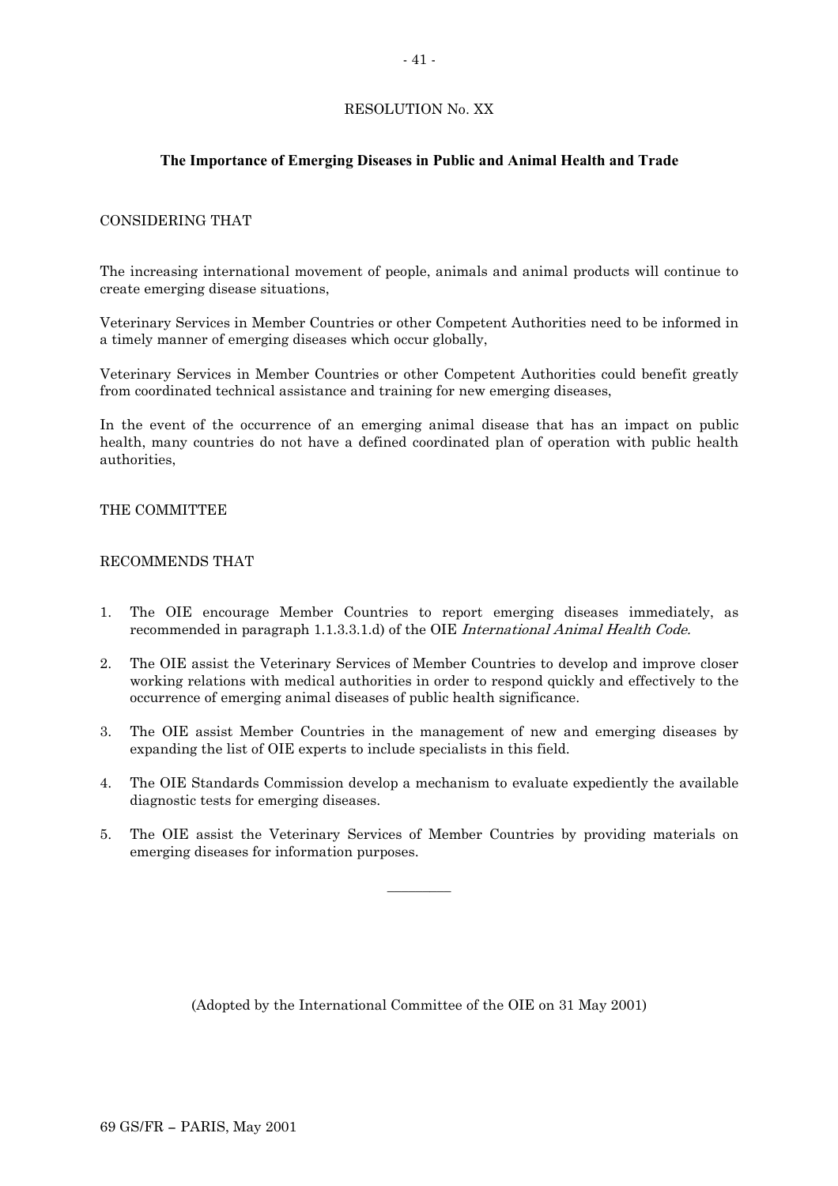RESOLUTION No. XX

## The Importance of Emerging Diseases in Public and Animal Health and Trade

CONSIDERING THAT

The increasing international movement of people, animals and animal products will continue to create emerging disease situations,

Veterinary Services in Member Countries or other Competent Authorities need to be informed in a timely manner of emerging diseases which occur globally,

Veterinary Services in Member Countries or other Competent Authorities could benefit greatly from coordinated technical assistance and training for new emerging diseases,

In the event of the occurrence of an emerging animal disease that has an impact on public health, many countries do not have a defined coordinated plan of operation with public health authorities,

THE COMMITTEE

RECOMMENDS THAT

1. The OIE encourage Member Countries to report emerging diseases immediately, as recommended in paragraph 1.1.3.3.1.d) of the OIE *International Animal Health Code.*

2. The OIE assist the Veterinary Services of Member Countries to develop and improve closer working relations with medical authorities in order to respond quickly and effectively to the occurrence of emerging animal diseases of public health significance.

3. The OIE assist Member Countries in the management of new and emerging diseases by expanding the list of OIE experts to include specialists in this field.

4. The OIE Standards Commission develop a mechanism to evaluate expediently the available diagnostic tests for emerging diseases.

5. The OIE assist the Veterinary Services of Member Countries by providing materials on emerging diseases for information purposes.

---

(Adopted by the International Committee of the OIE on 31 May 2001)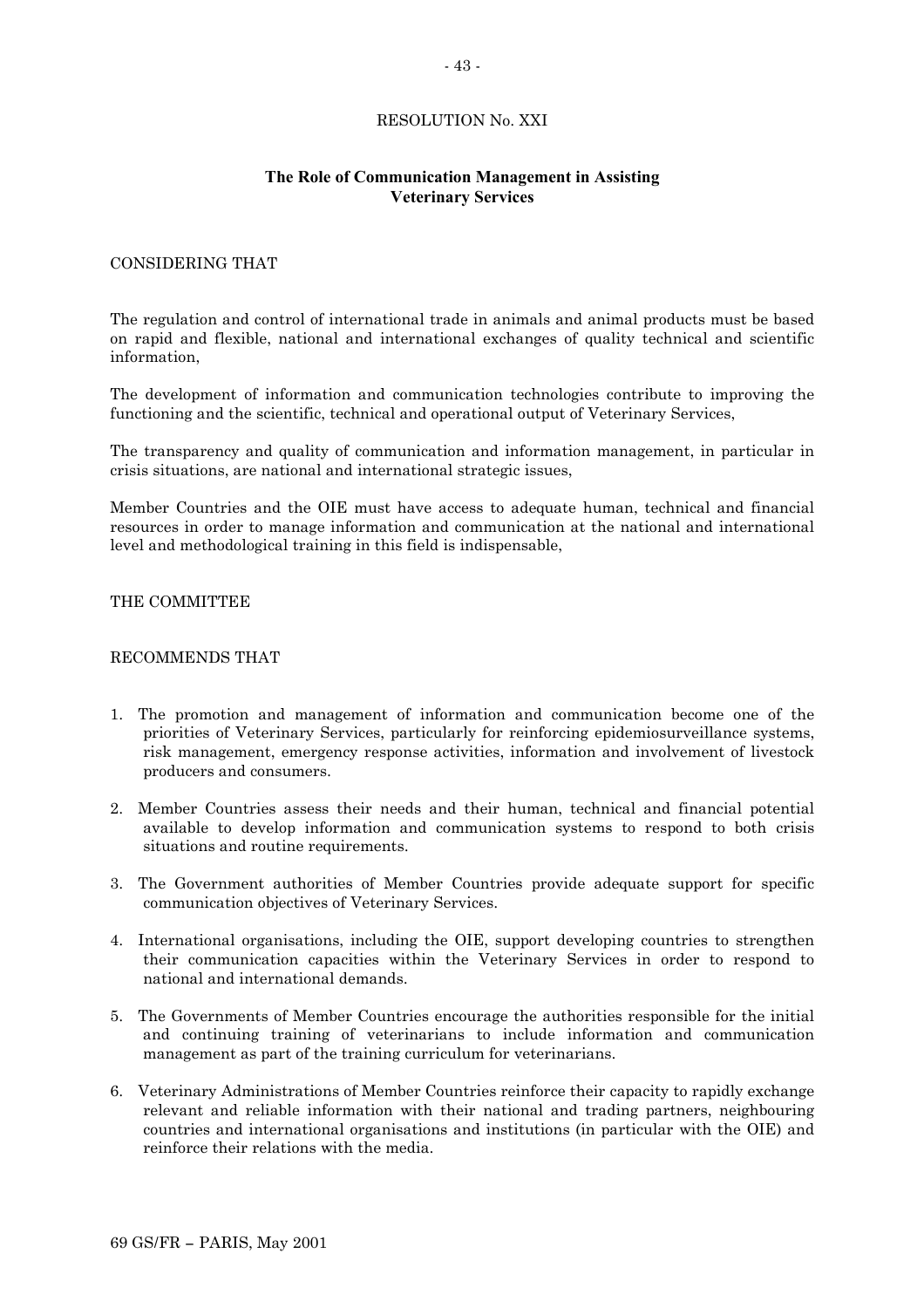RESOLUTION No. XXI

## The Role of Communication Management in Assisting Veterinary Services

CONSIDERING THAT

The regulation and control of international trade in animals and animal products must be based on rapid and flexible, national and international exchanges of quality technical and scientific information,

The development of information and communication technologies contribute to improving the functioning and the scientific, technical and operational output of Veterinary Services,

The transparency and quality of communication and information management, in particular in crisis situations, are national and international strategic issues,

Member Countries and the OIE must have access to adequate human, technical and financial resources in order to manage information and communication at the national and international level and methodological training in this field is indispensable,

THE COMMITTEE

RECOMMENDS THAT

1. The promotion and management of information and communication become one of the priorities of Veterinary Services, particularly for reinforcing epidemiosurveillance systems, risk management, emergency response activities, information and involvement of livestock producers and consumers.

2. Member Countries assess their needs and their human, technical and financial potential available to develop information and communication systems to respond to both crisis situations and routine requirements.

3. The Government authorities of Member Countries provide adequate support for specific communication objectives of Veterinary Services.

4. International organisations, including the OIE, support developing countries to strengthen their communication capacities within the Veterinary Services in order to respond to national and international demands.

5. The Governments of Member Countries encourage the authorities responsible for the initial and continuing training of veterinarians to include information and communication management as part of the training curriculum for veterinarians.

6. Veterinary Administrations of Member Countries reinforce their capacity to rapidly exchange relevant and reliable information with their national and trading partners, neighbouring countries and international organisations and institutions (in particular with the OIE) and reinforce their relations with the media.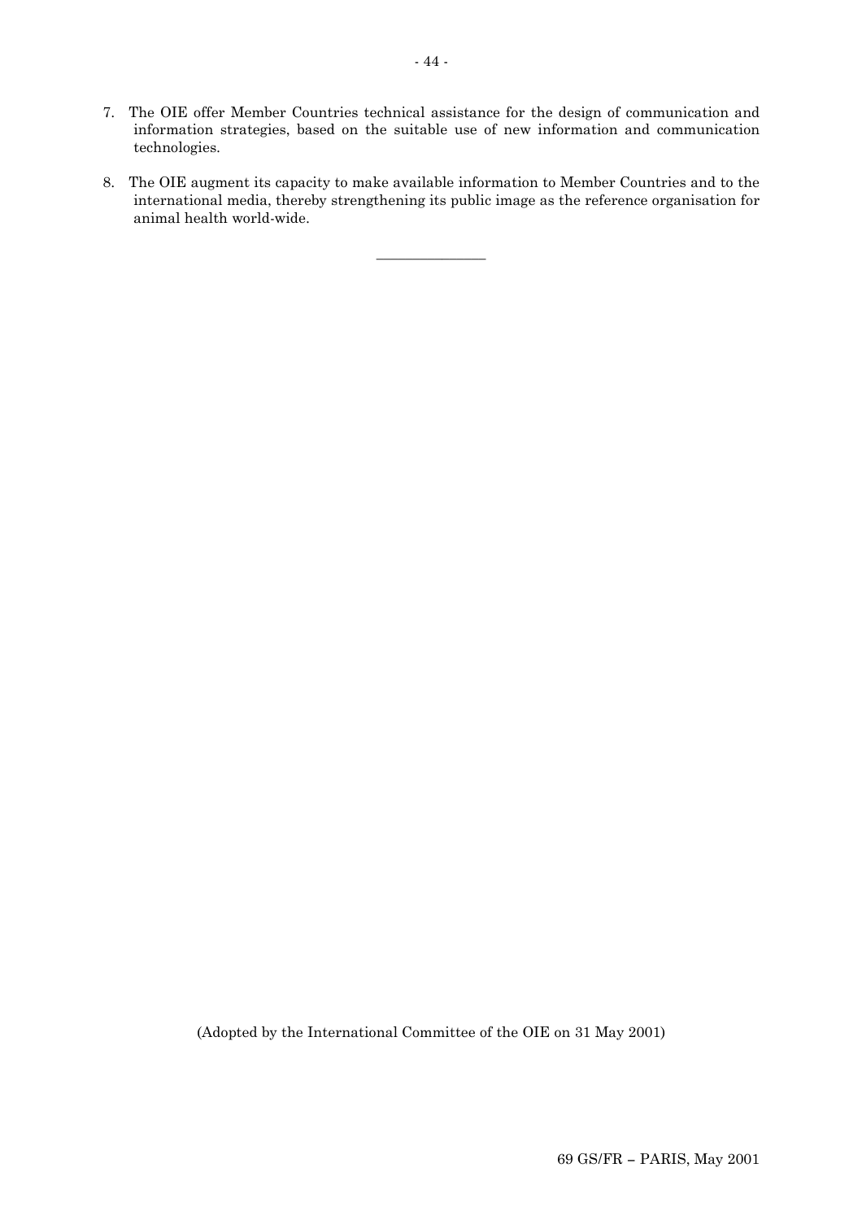7. The OIE offer Member Countries technical assistance for the design of communication and information strategies, based on the suitable use of new information and communication technologies.

8. The OIE augment its capacity to make available information to Member Countries and to the international media, thereby strengthening its public image as the reference organisation for animal health world-wide.

---

(Adopted by the International Committee of the OIE on 31 May 2001)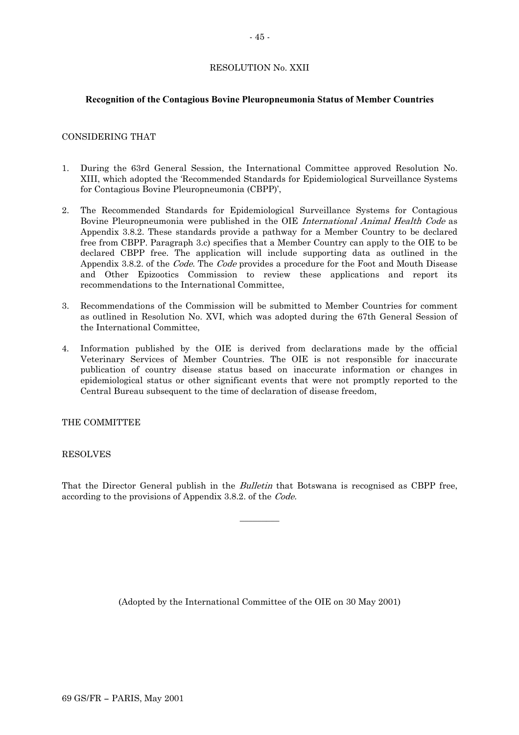RESOLUTION No. XXII

**Recognition of the Contagious Bovine Pleuropneumonia Status of Member Countries**

CONSIDERING THAT

1. During the 63rd General Session, the International Committee approved Resolution No. XIII, which adopted the 'Recommended Standards for Epidemiological Surveillance Systems for Contagious Bovine Pleuropneumonia (CBPP)',

2. The Recommended Standards for Epidemiological Surveillance Systems for Contagious Bovine Pleuropneumonia were published in the OIE *International Animal Health Code* as Appendix 3.8.2. These standards provide a pathway for a Member Country to be declared free from CBPP. Paragraph 3.c) specifies that a Member Country can apply to the OIE to be declared CBPP free. The application will include supporting data as outlined in the Appendix 3.8.2. of the *Code*. The *Code* provides a procedure for the Foot and Mouth Disease and Other Epizootics Commission to review these applications and report its recommendations to the International Committee,

3. Recommendations of the Commission will be submitted to Member Countries for comment as outlined in Resolution No. XVI, which was adopted during the 67th General Session of the International Committee,

4. Information published by the OIE is derived from declarations made by the official Veterinary Services of Member Countries. The OIE is not responsible for inaccurate publication of country disease status based on inaccurate information or changes in epidemiological status or other significant events that were not promptly reported to the Central Bureau subsequent to the time of declaration of disease freedom,

THE COMMITTEE

RESOLVES

That the Director General publish in the *Bulletin* that Botswana is recognised as CBPP free, according to the provisions of Appendix 3.8.2. of the *Code.*

---

(Adopted by the International Committee of the OIE on 30 May 2001)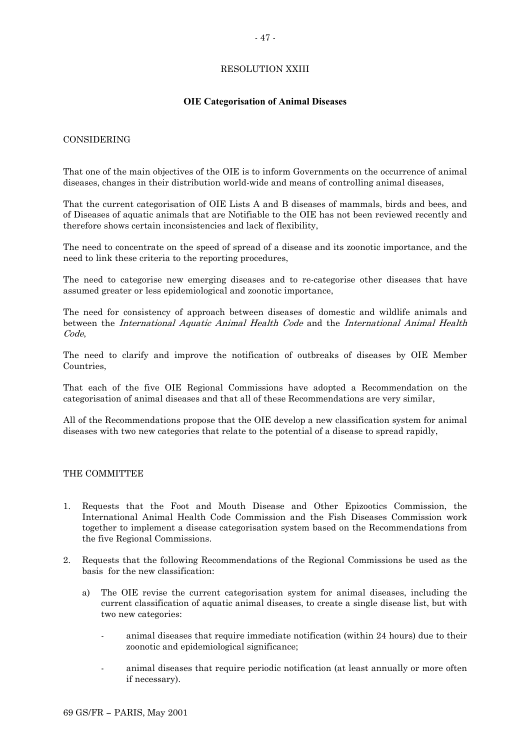RESOLUTION XXIII

**OIE Categorisation of Animal Diseases**

CONSIDERING

That one of the main objectives of the OIE is to inform Governments on the occurrence of animal diseases, changes in their distribution world-wide and means of controlling animal diseases,

That the current categorisation of OIE Lists A and B diseases of mammals, birds and bees, and of Diseases of aquatic animals that are Notifiable to the OIE has not been reviewed recently and therefore shows certain inconsistencies and lack of flexibility,

The need to concentrate on the speed of spread of a disease and its zoonotic importance, and the need to link these criteria to the reporting procedures,

The need to categorise new emerging diseases and to re-categorise other diseases that have assumed greater or less epidemiological and zoonotic importance,

The need for consistency of approach between diseases of domestic and wildlife animals and between the *International Aquatic Animal Health Code* and the *International Animal Health Code*,

The need to clarify and improve the notification of outbreaks of diseases by OIE Member Countries,

That each of the five OIE Regional Commissions have adopted a Recommendation on the categorisation of animal diseases and that all of these Recommendations are very similar,

All of the Recommendations propose that the OIE develop a new classification system for animal diseases with two new categories that relate to the potential of a disease to spread rapidly,

THE COMMITTEE

1. Requests that the Foot and Mouth Disease and Other Epizootics Commission, the International Animal Health Code Commission and the Fish Diseases Commission work together to implement a disease categorisation system based on the Recommendations from the five Regional Commissions.

2. Requests that the following Recommendations of the Regional Commissions be used as the basis for the new classification:

   a) The OIE revise the current categorisation system for animal diseases, including the current classification of aquatic animal diseases, to create a single disease list, but with two new categories:

      - animal diseases that require immediate notification (within 24 hours) due to their zoonotic and epidemiological significance;

      - animal diseases that require periodic notification (at least annually or more often if necessary).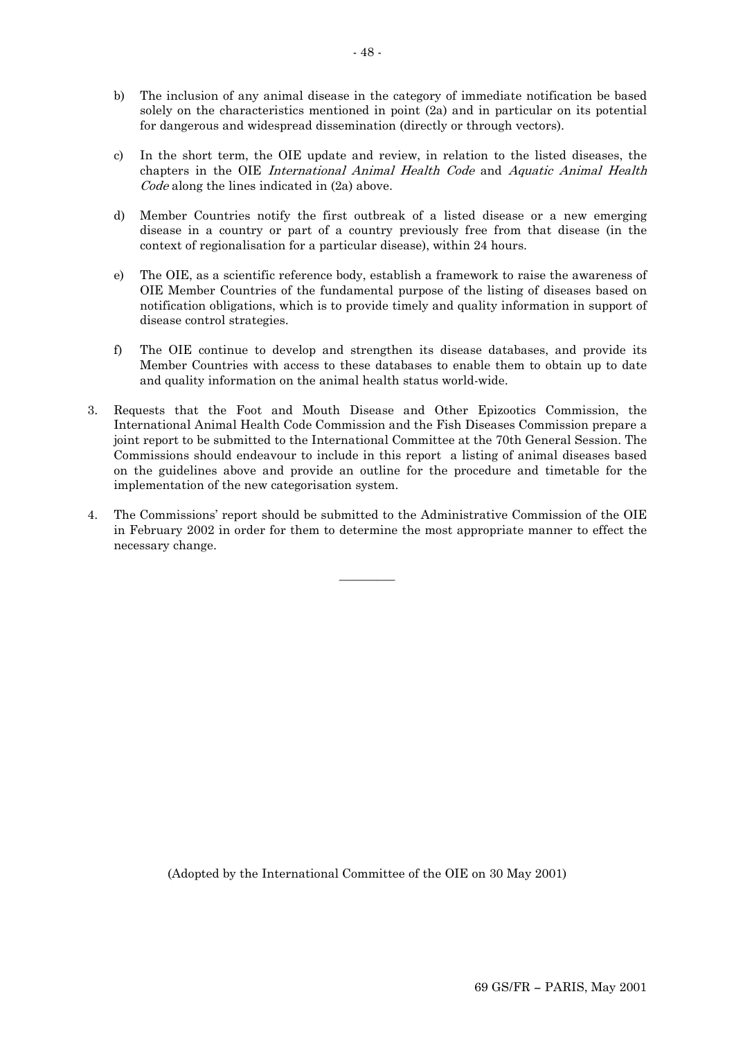b) The inclusion of any animal disease in the category of immediate notification be based solely on the characteristics mentioned in point (2a) and in particular on its potential for dangerous and widespread dissemination (directly or through vectors).

c) In the short term, the OIE update and review, in relation to the listed diseases, the chapters in the OIE *International Animal Health Code* and *Aquatic Animal Health Code* along the lines indicated in (2a) above.

d) Member Countries notify the first outbreak of a listed disease or a new emerging disease in a country or part of a country previously free from that disease (in the context of regionalisation for a particular disease), within 24 hours.

e) The OIE, as a scientific reference body, establish a framework to raise the awareness of OIE Member Countries of the fundamental purpose of the listing of diseases based on notification obligations, which is to provide timely and quality information in support of disease control strategies.

f) The OIE continue to develop and strengthen its disease databases, and provide its Member Countries with access to these databases to enable them to obtain up to date and quality information on the animal health status world-wide.

3. Requests that the Foot and Mouth Disease and Other Epizootics Commission, the International Animal Health Code Commission and the Fish Diseases Commission prepare a joint report to be submitted to the International Committee at the 70th General Session. The Commissions should endeavour to include in this report a listing of animal diseases based on the guidelines above and provide an outline for the procedure and timetable for the implementation of the new categorisation system.

4. The Commissions' report should be submitted to the Administrative Commission of the OIE in February 2002 in order for them to determine the most appropriate manner to effect the necessary change.

---

(Adopted by the International Committee of the OIE on 30 May 2001)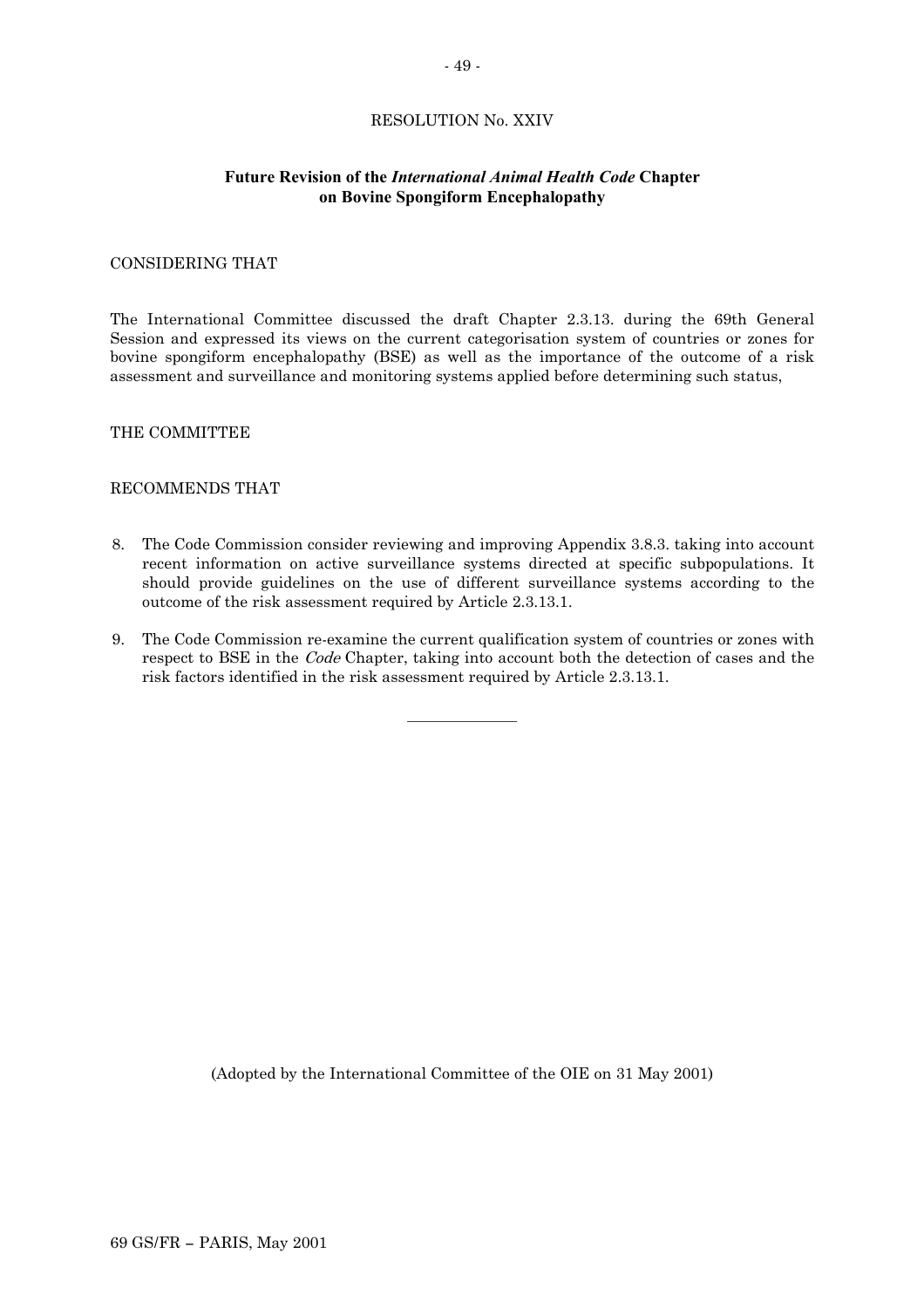RESOLUTION No. XXIV

## Future Revision of the *International Animal Health Code* Chapter on Bovine Spongiform Encephalopathy

CONSIDERING THAT

The International Committee discussed the draft Chapter 2.3.13. during the 69th General Session and expressed its views on the current categorisation system of countries or zones for bovine spongiform encephalopathy (BSE) as well as the importance of the outcome of a risk assessment and surveillance and monitoring systems applied before determining such status,

THE COMMITTEE

RECOMMENDS THAT

8. The Code Commission consider reviewing and improving Appendix 3.8.3. taking into account recent information on active surveillance systems directed at specific subpopulations. It should provide guidelines on the use of different surveillance systems according to the outcome of the risk assessment required by Article 2.3.13.1.

9. The Code Commission re-examine the current qualification system of countries or zones with respect to BSE in the *Code* Chapter, taking into account both the detection of cases and the risk factors identified in the risk assessment required by Article 2.3.13.1.

---

(Adopted by the International Committee of the OIE on 31 May 2001)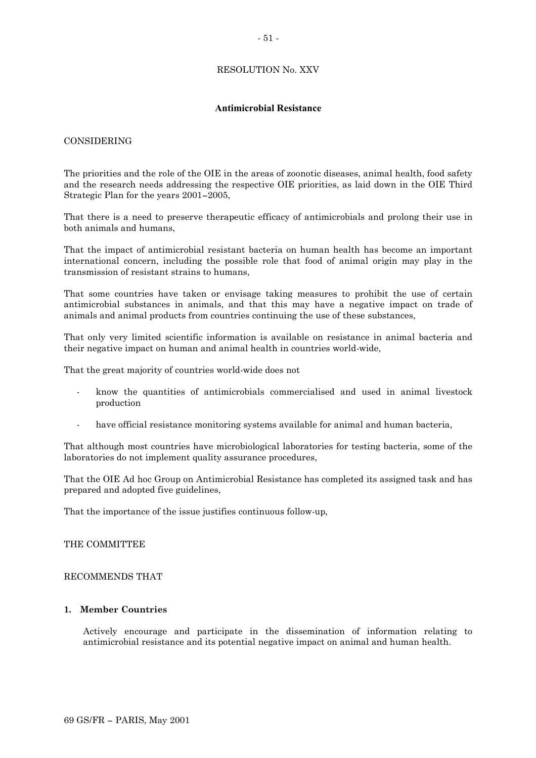RESOLUTION No. XXV

**Antimicrobial Resistance**

CONSIDERING

The priorities and the role of the OIE in the areas of zoonotic diseases, animal health, food safety and the research needs addressing the respective OIE priorities, as laid down in the OIE Third Strategic Plan for the years 2001–2005,

That there is a need to preserve therapeutic efficacy of antimicrobials and prolong their use in both animals and humans,

That the impact of antimicrobial resistant bacteria on human health has become an important international concern, including the possible role that food of animal origin may play in the transmission of resistant strains to humans,

That some countries have taken or envisage taking measures to prohibit the use of certain antimicrobial substances in animals, and that this may have a negative impact on trade of animals and animal products from countries continuing the use of these substances,

That only very limited scientific information is available on resistance in animal bacteria and their negative impact on human and animal health in countries world-wide,

That the great majority of countries world-wide does not

- know the quantities of antimicrobials commercialised and used in animal livestock production
- have official resistance monitoring systems available for animal and human bacteria,

That although most countries have microbiological laboratories for testing bacteria, some of the laboratories do not implement quality assurance procedures,

That the OIE Ad hoc Group on Antimicrobial Resistance has completed its assigned task and has prepared and adopted five guidelines,

That the importance of the issue justifies continuous follow-up,

THE COMMITTEE

RECOMMENDS THAT

**1. Member Countries**

Actively encourage and participate in the dissemination of information relating to antimicrobial resistance and its potential negative impact on animal and human health.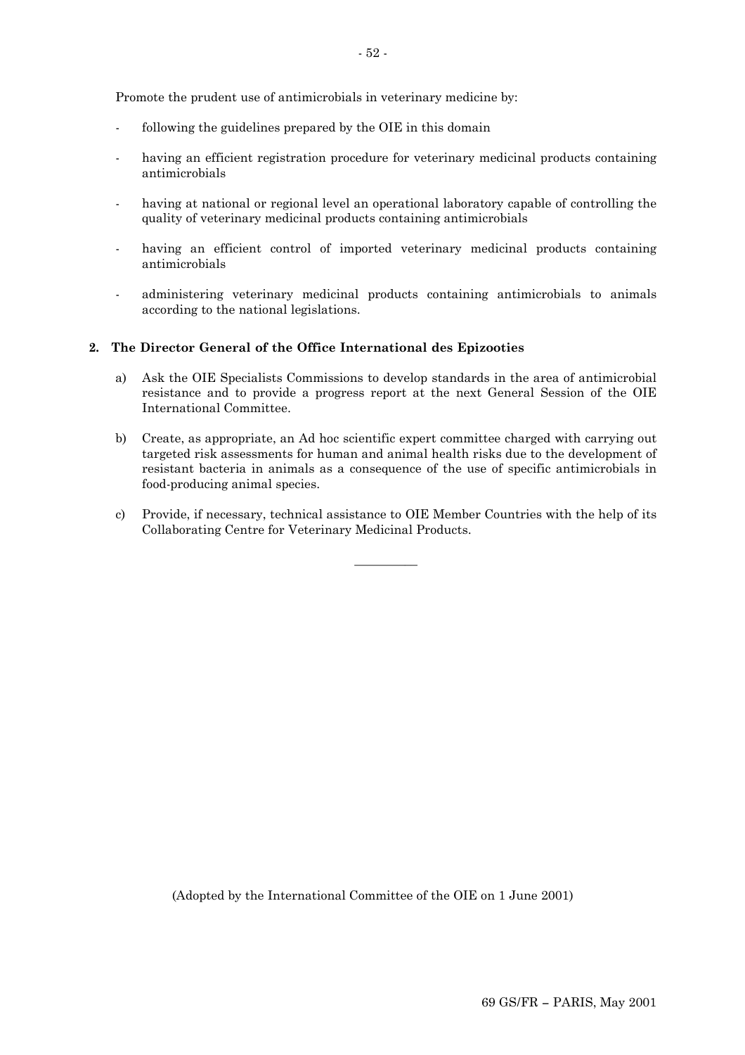Promote the prudent use of antimicrobials in veterinary medicine by:

- following the guidelines prepared by the OIE in this domain
- having an efficient registration procedure for veterinary medicinal products containing antimicrobials
- having at national or regional level an operational laboratory capable of controlling the quality of veterinary medicinal products containing antimicrobials
- having an efficient control of imported veterinary medicinal products containing antimicrobials
- administering veterinary medicinal products containing antimicrobials to animals according to the national legislations.

**2. The Director General of the Office International des Epizooties**

a) Ask the OIE Specialists Commissions to develop standards in the area of antimicrobial resistance and to provide a progress report at the next General Session of the OIE International Committee.

b) Create, as appropriate, an Ad hoc scientific expert committee charged with carrying out targeted risk assessments for human and animal health risks due to the development of resistant bacteria in animals as a consequence of the use of specific antimicrobials in food-producing animal species.

c) Provide, if necessary, technical assistance to OIE Member Countries with the help of its Collaborating Centre for Veterinary Medicinal Products.

---

(Adopted by the International Committee of the OIE on 1 June 2001)